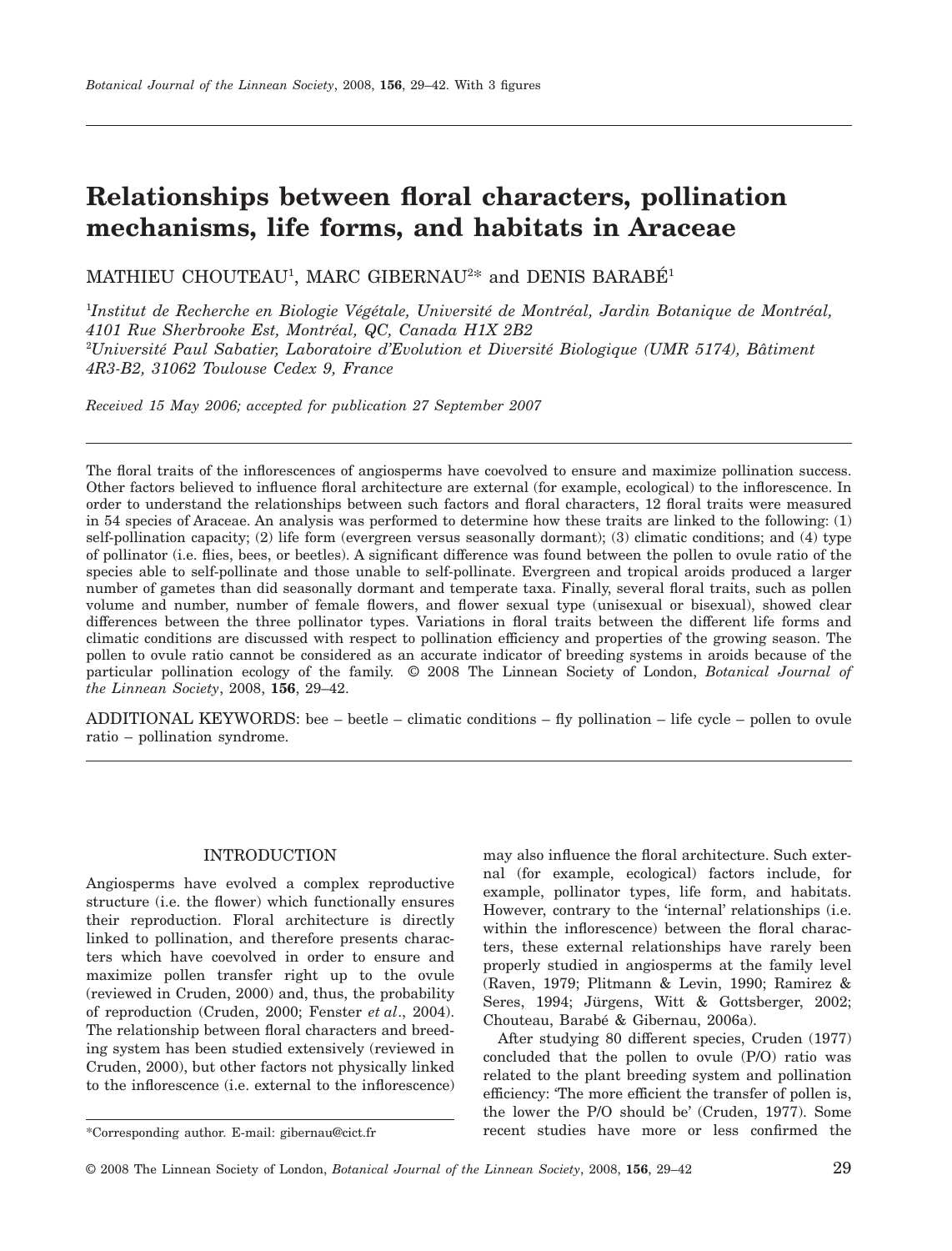# Relationships between floral characters, pollination mechanisms, life forms, and habitats in Araceae

MATHIEU CHOUTEAU[1], MARC GIBERNAU[2]* and DENIS BARABÉ[1]

[1]*Institut de Recherche en Biologie Végétale, Université de Montréal, Jardin Botanique de Montréal, 4101 Rue Sherbrooke Est, Montréal, QC, Canada H1X 2B2*
[2]*Université Paul Sabatier, Laboratoire d'Evolution et Diversité Biologique (UMR 5174), Bâtiment 4R3-B2, 31062 Toulouse Cedex 9, France*

*Received 15 May 2006; accepted for publication 27 September 2007*

The floral traits of the inflorescences of angiosperms have coevolved to ensure and maximize pollination success. Other factors believed to influence floral architecture are external (for example, ecological) to the inflorescence. In order to understand the relationships between such factors and floral characters, 12 floral traits were measured in 54 species of Araceae. An analysis was performed to determine how these traits are linked to the following: (1) self-pollination capacity; (2) life form (evergreen versus seasonally dormant); (3) climatic conditions; and (4) type of pollinator (i.e. flies, bees, or beetles). A significant difference was found between the pollen to ovule ratio of the species able to self-pollinate and those unable to self-pollinate. Evergreen and tropical aroids produced a larger number of gametes than did seasonally dormant and temperate taxa. Finally, several floral traits, such as pollen volume and number, number of female flowers, and flower sexual type (unisexual or bisexual), showed clear differences between the three pollinator types. Variations in floral traits between the different life forms and climatic conditions are discussed with respect to pollination efficiency and properties of the growing season. The pollen to ovule ratio cannot be considered as an accurate indicator of breeding systems in aroids because of the particular pollination ecology of the family. © 2008 The Linnean Society of London, *Botanical Journal of the Linnean Society*, 2008, **156**, 29–42.

ADDITIONAL KEYWORDS: bee – beetle – climatic conditions – fly pollination – life cycle – pollen to ovule ratio – pollination syndrome.

## INTRODUCTION

Angiosperms have evolved a complex reproductive structure (i.e. the flower) which functionally ensures their reproduction. Floral architecture is directly linked to pollination, and therefore presents characters which have coevolved in order to ensure and maximize pollen transfer right up to the ovule (reviewed in Cruden, 2000) and, thus, the probability of reproduction (Cruden, 2000; Fenster *et al*., 2004). The relationship between floral characters and breeding system has been studied extensively (reviewed in Cruden, 2000), but other factors not physically linked to the inflorescence (i.e. external to the inflorescence) may also influence the floral architecture. Such external (for example, ecological) factors include, for example, pollinator types, life forms, and habitats. However, contrary to the 'internal' relationships (i.e. within the inflorescence) between the floral characters, these external relationships have rarely been properly studied in angiosperms at the family level (Raven, 1979; Plitmann & Levin, 1990; Ramirez & Seres, 1994; Jürgens, Witt & Gottsberger, 2002; Chouteau, Barabé & Gibernau, 2006a).

After studying 80 different species, Cruden (1977) concluded that the pollen to ovule (P/O) ratio was related to the plant breeding system and pollination efficiency: 'The more efficient the transfer of pollen is, the lower the P/O should be' (Cruden, 1977). Some recent studies have more or less confirmed the

*Corresponding author. E-mail: gibernau@cict.fr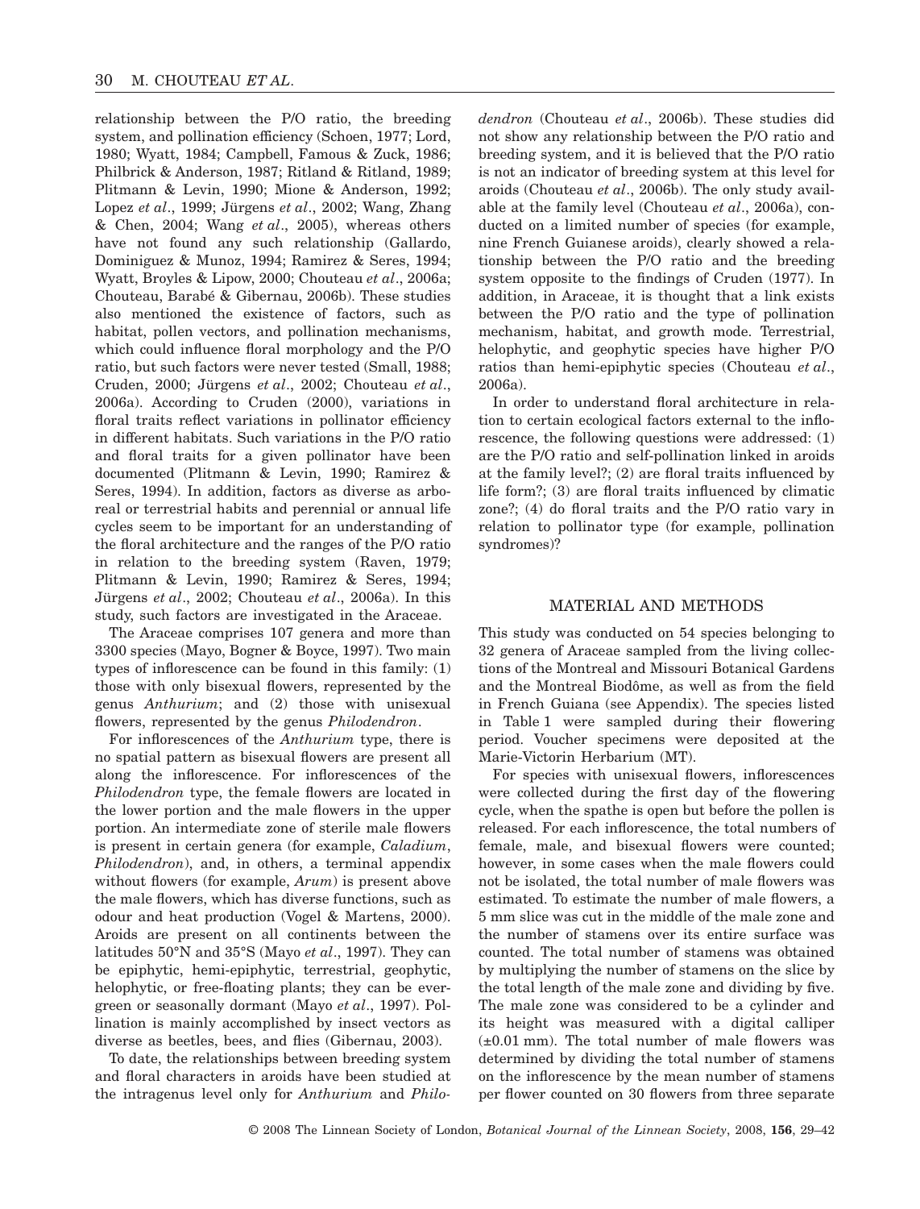relationship between the P/O ratio, the breeding system, and pollination efficiency (Schoen, 1977; Lord, 1980; Wyatt, 1984; Campbell, Famous & Zuck, 1986; Philbrick & Anderson, 1987; Ritland & Ritland, 1989; Plitmann & Levin, 1990; Mione & Anderson, 1992; Lopez *et al*., 1999; Jürgens *et al*., 2002; Wang, Zhang & Chen, 2004; Wang *et al*., 2005), whereas others have not found any such relationship (Gallardo, Dominiguez & Munoz, 1994; Ramirez & Seres, 1994; Wyatt, Broyles & Lipow, 2000; Chouteau *et al*., 2006a; Chouteau, Barabé & Gibernau, 2006b). These studies also mentioned the existence of factors, such as habitat, pollen vectors, and pollination mechanisms, which could influence floral morphology and the P/O ratio, but such factors were never tested (Small, 1988; Cruden, 2000; Jürgens *et al*., 2002; Chouteau *et al*., 2006a). According to Cruden (2000), variations in floral traits reflect variations in pollinator efficiency in different habitats. Such variations in the P/O ratio and floral traits for a given pollinator have been documented (Plitmann & Levin, 1990; Ramirez & Seres, 1994). In addition, factors as diverse as arboreal or terrestrial habits and perennial or annual life cycles seem to be important for an understanding of the floral architecture and the ranges of the P/O ratio in relation to the breeding system (Raven, 1979; Plitmann & Levin, 1990; Ramirez & Seres, 1994; Jürgens *et al*., 2002; Chouteau *et al*., 2006a). In this study, such factors are investigated in the Araceae.

The Araceae comprises 107 genera and more than 3300 species (Mayo, Bogner & Boyce, 1997). Two main types of inflorescence can be found in this family: (1) those with only bisexual flowers, represented by the genus *Anthurium*; and (2) those with unisexual flowers, represented by the genus *Philodendron*.

For inflorescences of the *Anthurium* type, there is no spatial pattern as bisexual flowers are present all along the inflorescence. For inflorescences of the *Philodendron* type, the female flowers are located in the lower portion and the male flowers in the upper portion. An intermediate zone of sterile male flowers is present in certain genera (for example, *Caladium*, *Philodendron*), and, in others, a terminal appendix without flowers (for example, *Arum*) is present above the male flowers, which has diverse functions, such as odour and heat production (Vogel & Martens, 2000). Aroids are present on all continents between the latitudes 50°N and 35°S (Mayo *et al*., 1997). They can be epiphytic, hemi-epiphytic, terrestrial, geophytic, helophytic, or free-floating plants; they can be evergreen or seasonally dormant (Mayo *et al*., 1997). Pollination is mainly accomplished by insect vectors as diverse as beetles, bees, and flies (Gibernau, 2003).

To date, the relationships between breeding system and floral characters in aroids have been studied at the intragenus level only for *Anthurium* and *Philodendron* (Chouteau *et al*., 2006b). These studies did not show any relationship between the P/O ratio and breeding system, and it is believed that the P/O ratio is not an indicator of breeding system at this level for aroids (Chouteau *et al*., 2006b). The only study available at the family level (Chouteau *et al*., 2006a), conducted on a limited number of species (for example, nine French Guianese aroids), clearly showed a relationship between the P/O ratio and the breeding system opposite to the findings of Cruden (1977). In addition, in Araceae, it is thought that a link exists between the P/O ratio and the type of pollination mechanism, habitat, and growth mode. Terrestrial, helophytic, and geophytic species have higher P/O ratios than hemi-epiphytic species (Chouteau *et al*., 2006a).

In order to understand floral architecture in relation to certain ecological factors external to the inflorescence, the following questions were addressed: (1) are the P/O ratio and self-pollination linked in aroids at the family level?; (2) are floral traits influenced by life form?; (3) are floral traits influenced by climatic zone?; (4) do floral traits and the P/O ratio vary in relation to pollinator type (for example, pollination syndromes)?

## MATERIAL AND METHODS

This study was conducted on 54 species belonging to 32 genera of Araceae sampled from the living collections of the Montreal and Missouri Botanical Gardens and the Montreal Biodôme, as well as from the field in French Guiana (see Appendix). The species listed in Table 1 were sampled during their flowering period. Voucher specimens were deposited at the Marie-Victorin Herbarium (MT).

For species with unisexual flowers, inflorescences were collected during the first day of the flowering cycle, when the spathe is open but before the pollen is released. For each inflorescence, the total numbers of female, male, and bisexual flowers were counted; however, in some cases when the male flowers could not be isolated, the total number of male flowers was estimated. To estimate the number of male flowers, a 5 mm slice was cut in the middle of the male zone and the number of stamens over its entire surface was counted. The total number of stamens was obtained by multiplying the number of stamens on the slice by the total length of the male zone and dividing by five. The male zone was considered to be a cylinder and its height was measured with a digital calliper (±0.01 mm). The total number of male flowers was determined by dividing the total number of stamens on the inflorescence by the mean number of stamens per flower counted on 30 flowers from three separate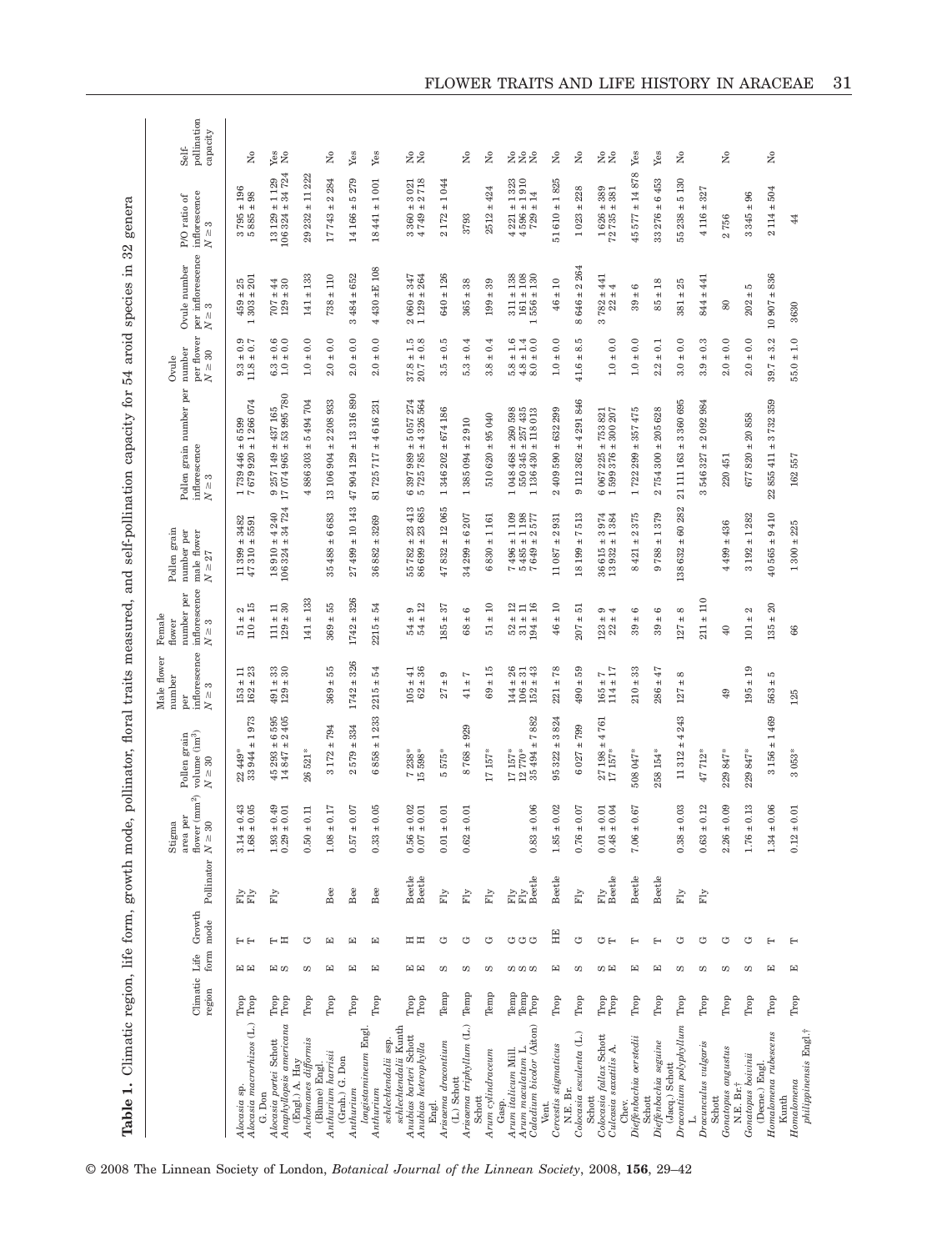**Table 1.** Climatic region, life form, growth mode, pollinator, floral traits measured, and self-pollination capacity for 54 aroid species in 32 genera

| | Climatic region | Life form | Growth mode | Pollinator | Stigma area per flower (mm²) $N \geq 30$ | Pollen grain volume (µm³) $N \geq 30$ | Male flower number per inflorescence $N \geq 3$ | Female flower number per inflorescence $N \geq 3$ | Pollen grain number per male flower $N \geq 27$ | Pollen grain number per inflorescence $N \geq 3$ | Ovule number per flower $N \geq 30$ | Ovule number per inflorescence $N \geq 3$ | P/O ratio of inflorescence $N \geq 3$ | Self-pollination capacity |
|---|---|---|---|---|---|---|---|---|---|---|---|---|---|---|
| *Alocasia* sp. | Trop | E | T | Fly | 3.14 ± 0.43 | 22 449* | 153 ± 11 | 51 ± 2 | 11 399 ± 3482 | 1 739 446 ± 6 599 | 9.3 ± 0.9 | 459 ± 25 | 3795 ± 196 | |
| *Alocasia macrorhizos* (L.) G. Don | Trop | E | T | Fly | 1.68 ± 0.05 | 33 944 ± 1 973 | 162 ± 23 | 110 ± 15 | 47 310 ± 5591 | 7 679 920 ± 1 266 074 | 11.8 ± 0.7 | 1 303 ± 201 | 5 885 ± 98 | No |
| *Alocasia portei* Schott | Trop | E | T | Fly | 1.93 ± 0.49 | 45 293 ± 6 595 | 491 ± 33 | 111 ± 11 | 18 910 ± 4 240 | 9 257 149 ± 437 165 | 6.3 ± 0.6 | 707 ± 44 | 13 129 ± 1 129 | Yes |
| *Anaphyllopsis americana* (Engl.) A. Hay | Trop | S | H | | 0.29 ± 0.01 | 14 847 ± 2 405 | 129 ± 30 | 129 ± 30 | 106 324 ± 34 724 | 17 074 965 ± 53 995 780 | 1.0 ± 0.0 | 129 ± 30 | 106 324 ± 34 724 | No |
| *Anchomanes difformis* (Blume) Engl. | Trop | S | G | | 0.50 ± 0.11 | 26 521* | | 141 ± 133 | | 4 886 303 ± 5 494 704 | 1.0 ± 0.0 | 141 ± 133 | 29 232 ± 11 222 | |
| *Anthurium harrisii* (Grah.) G. Don | Trop | E | E | Bee | 1.08 ± 0.17 | 3 172 ± 794 | 369 ± 55 | 369 ± 55 | 35 488 ± 6 683 | 13 106 904 ± 2 208 933 | 2.0 ± 0.0 | 738 ± 110 | 17 743 ± 2 284 | No |
| *Anthurium longistamineum* Engl. | Trop | E | E | Bee | 0.57 ± 0.07 | 2 579 ± 334 | 1742 ± 326 | 1742 ± 326 | 27 499 ± 10 143 | 47 904 129 ± 13 316 890 | 2.0 ± 0.0 | 3 484 ± 652 | 14 166 ± 5 279 | Yes |
| *Anthurium schlechtendalii* ssp. *schlechtendalii* Kunth | Trop | E | E | Bee | 0.33 ± 0.05 | 6 858 ± 1 233 | 2215 ± 54 | 2215 ± 54 | 36 882 ± 3269 | 81 725 717 ± 4 616 231 | 2.0 ± 0.0 | 4 430 ±E 108 | 18 441 ± 1 001 | Yes |
| *Anubias barteri* Schott | Trop | E | H | Beetle | 0.56 ± 0.02 | 7 238* | 105 ± 41 | 54 ± 9 | 55 782 ± 23 413 | 6 397 989 ± 5 057 274 | 37.8 ± 1.5 | 2 060 ± 347 | 3 360 ± 3 021 | No |
| *Anubias heterophylla* Engl. | Trop | E | H | Beetle | 0.07 ± 0.01 | 15 598* | 62 ± 36 | 54 ± 12 | 86 699 ± 23 685 | 5 725 785 ± 4 326 564 | 20.7 ± 0.8 | 1 129 ± 264 | 4 749 ± 2718 | No |
| *Arisaema dracontium* (L.) Schott | Temp | S | G | Fly | 0.01 ± 0.01 | 5 575* | 27 ± 9 | 185 ± 37 | 47 832 ± 12 065 | 1 346 202 ± 674 186 | 3.5 ± 0.5 | 640 ± 126 | 2 172 ± 1 044 | |
| *Arisaema triphyllum* (L.) Schott | Temp | S | G | Fly | 0.62 ± 0.01 | | 41 ± 7 | 68 ± 6 | 34 299 ± 6 207 | 1 385 094 ± 2 910 | 5.3 ± 0.4 | 365 ± 38 | 3793 | No |
| *Arum cylindraceum* Gasp. | Temp | S | G | Fly | | 17 157* | 69 ± 15 | 51 ± 10 | 6 830 ± 1 161 | 510 620 ± 95 040 | 3.8 ± 0.4 | 199 ± 39 | 2512 ± 424 | No |
| *Arum italicum* Mill. | Temp | S | G | Fly | | 17 157* | 144 ± 26 | 52 ± 12 | 7 496 ± 1 109 | 1 048 468 ± 260 598 | 5.8 ± 1.6 | 311 ± 138 | 4 221 ± 1 323 | No |
| *Arum maculatum* L. | Temp | S | G | Fly | | 12 770* | 106 ± 31 | 31 ± 11 | 5 485 ± 1 198 | 550 345 ± 257 435 | 4.8 ± 1.4 | 161 ± 108 | 4 596 ± 1 910 | No |
| *Caladium bicolor* (Aiton) Vent. | Trop | S | G | Beetle | 0.83 ± 0.06 | 35 494 ± 7 882 | 152 ± 43 | 194 ± 16 | 7 649 ± 2 577 | 1 136 430 ± 118 013 | 8.0 ± 0.0 | 1 556 ± 130 | 729 ± 14 | No |
| *Cercestis stigmaticus* N.E. Br. | Trop | E | HE | Beetle | 1.85 ± 0.02 | 95 322 ± 3 824 | 221 ± 78 | 46 ± 10 | 11 087 ± 2 931 | 2 409 590 ± 632 299 | 1.0 ± 0.0 | 46 ± 10 | 51 610 ± 1 825 | No |
| *Colocasia esculenta* (L.) Schott | Trop | S | G | Fly | 0.76 ± 0.07 | 6 027 ± 799 | 490 ± 59 | 207 ± 51 | 18 199 ± 7 513 | 9 112 362 ± 4 291 846 | 41.6 ± 8.5 | 8 646 ± 2 264 | 1 023 ± 228 | No |
| *Colocasia fallax* Schott | Trop | S | G | Fly | 0.01 ± 0.01 | 27 198 ± 4 761 | 165 ± 7 | 123 ± 9 | 36 615 ± 3 974 | 6 067 225 ± 753 821 | | 3 782 ± 441 | 1 626 ± 389 | No |
| *Culcasia saxatilis* A. Chev. | Trop | E | T | Beetle | 0.48 ± 0.04 | 17 157* | 114 ± 17 | 22 ± 4 | 13 932 ± 1 384 | 1 599 376 ± 300 207 | 1.0 ± 0.0 | 22 ± 4 | 72 735 ± 381 | No |
| *Dieffenbachia oerstedii* Schott | Trop | E | T | Beetle | 7.06 ± 0.67 | 508 047* | 210 ± 33 | 39 ± 6 | 8 421 ± 2 375 | 1 722 299 ± 357 475 | 1.0 ± 0.0 | 39 ± 6 | 45 577 ± 14 878 | Yes |
| *Dieffenbachia seguine* (Jacq.) Schott | Trop | E | T | Beetle | | 258 154* | 286 ± 47 | 39 ± 6 | 9 788 ± 1 379 | 2 754 300 ± 205 628 | 2.2 ± 0.1 | 85 ± 18 | 33 276 ± 6 453 | Yes |
| *Dracontium polyphyllum* L. | Trop | S | G | Fly | 0.38 ± 0.03 | 11 312 ± 4 243 | 127 ± 8 | 127 ± 8 | 138 632 ± 60 282 | 21 111 163 ± 3 360 695 | 3.0 ± 0.0 | 381 ± 25 | 55 238 ± 5 130 | No |
| *Dracunculus vulgaris* Schott | Trop | S | G | Fly | 0.63 ± 0.12 | 47 712* | | 211 ± 110 | | 3 546 327 ± 2 092 984 | 3.9 ± 0.3 | 844 ± 441 | 4 116 ± 327 | |
| *Gonatopus angustus* N.E. Br.† | Trop | S | G | | 2.26 ± 0.09 | 229 847* | 49 | 40 | 4 499 ± 436 | 220 451 | 2.0 ± 0.0 | 80 | 2 756 | No |
| *Gonatopus boivinii* (Decne.) Engl. | Trop | S | G | | 1.76 ± 0.13 | 229 847* | 195 ± 19 | 101 ± 2 | 3 192 ± 1 282 | 677 820 ± 20 858 | 2.0 ± 0.0 | 202 ± 5 | 3 345 ± 96 | |
| *Homalomena rubescens* Kunth | Trop | E | T | | 1.34 ± 0.06 | 3 156 ± 1 469 | 563 ± 5 | 135 ± 20 | 40 565 ± 9 410 | 22 855 411 ± 3 732 359 | 39.7 ± 3.2 | 10 907 ± 836 | 2 114 ± 504 | No |
| *Homalomena philippinensis* Engl.† | Trop | E | T | | 0.12 ± 0.01 | 3 053* | 125 | 66 | 1 300 ± 225 | 162 557 | 55.0 ± 1.0 | 3630 | 44 | |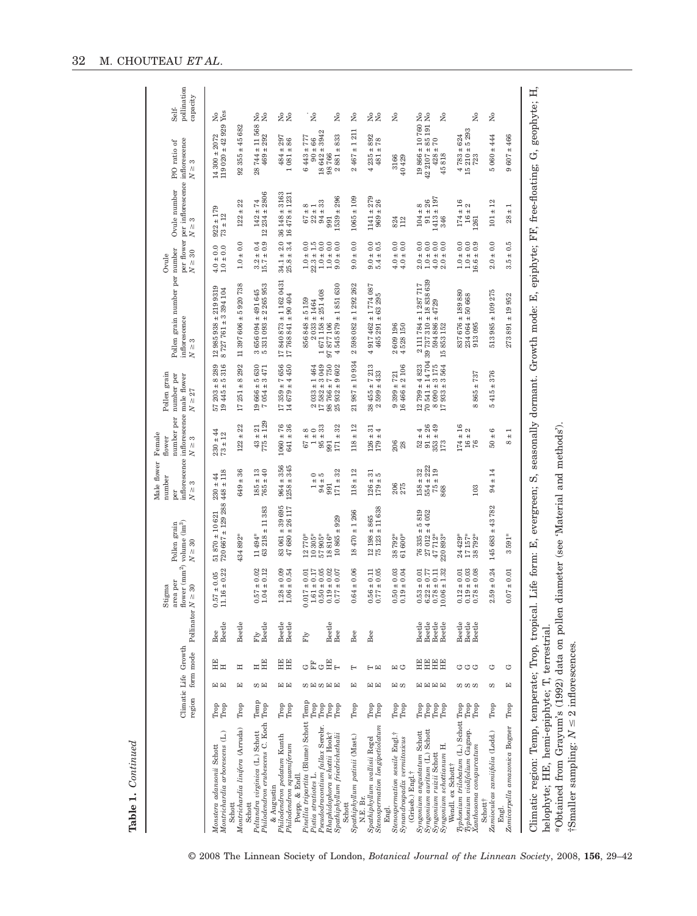**Table 1.** *Continued*

| | Climatic region | Life form | Growth mode | Pollinator | Stigma area per flower (mm²) $N \geq 30$ | Pollen grain volume (µm³) $N \geq 30$ | Male flower number per inflorescence $N \geq 3$ | Female flower number per inflorescence $N \geq 3$ | Pollen grain number per male flower $N \geq 27$ | Pollen grain number per inflorescence $N \geq 3$ | Ovule number per flower $N \geq 30$ | Ovule number per inflorescence $N \geq 3$ | P/O ratio of inflorescence $N \geq 3$ | Self-pollination capacity |
|---|---|---|---|---|---|---|---|---|---|---|---|---|---|---|
| *Monstera adansonii* Schott | Trop | E | HE | Bee | 0.57 ± 0.05 | 51 870 ± 10 621 | 230 ± 44 | 230 ± 44 | 57 203 ± 8 289 | 12 985 938 ± 219 9319 | 4.0 ± 0.0 | 922 ± 179 | 14 300 ± 2072 | No |
| *Montrichardia arborescens* (L.) Schott | Trop | E | H | Beetle | 11.16 ± 0.22 | 720 667 ± 129 288 | 448 ± 118 | 73 ± 12 | 19 445 ± 5 316 | 8 727 761 ± 3 394 104 | 1.0 ± 0.0 | 73 ± 12 | 119 020 ± 42 929 | Yes |
| *Montrichardia linifera* (Arruda) Schott | Trop | E | H | Beetle | | 434 892* | 649 ± 36 | 122 ± 22 | 17 251 ± 8 292 | 11 397 606 ± 5 920 738 | 1.0 ± 0.0 | 122 ± 22 | 92 355 ± 45 682 | |
| *Peltandra virginica* (L.) Schott | Temp | S | H | Fly | 0.57 ± 0.02 | 11 494* | 185 ± 13 | 43 ± 21 | 19 666 ± 5 630 | 3 656 094 ± 491 645 | 3.2 ± 0.4 | 142 ± 74 | 28 744 ± 11 568 | No |
| *Philodendron erubescens* C. Koch & Augustin | Trop | E | HE | Beetle | 1.04 ± 0.12 | 63 218 ± 11 383 | 765 ± 40 | 775 ± 129 | 7 054 ± 3 471 | 5 331 093 ± 2 265 953 | 15.7 ± 0.9 | 12 234 ± 2806 | 469 ± 292 | No |
| *Philodendron pedatum* Kunth | Trop | E | HE | Beetle | 1.28 ± 0.09 | 83 061 ± 39 695 | 964 ± 356 | 1060 ± 76 | 17 359 ± 7 656 | 17 840 873 ± 1 162 0431 | 34.1 ± 2.0 | 36 148 ± 3163 | 484 ± 297 | No |
| *Philodendron squamiferum* Poepp. & Endl. | Trop | E | HE | Beetle | 1.06 ± 0.54 | 47 680 ± 26 117 | 1258 ± 345 | 641 ± 36 | 14 679 ± 4 450 | 17 768 841 ± 90 404 | 25.8 ± 3.4 | 16 478 ± 1231 | 1 081 ± 86 | No |
| *Pinellia tripartita* (Blume) Schott | Temp | S | G | Fly | 0.017 ± 0.01 | 12 770* | | 67 ± 8 | | 856 848 ± 5 159 | 1.0 ± 0.0 | 67 ± 8 | 6 443 ± 777 | . |
| *Pistia stratiotes* L. | Trop | E | FF | | 1.61 ± 0.17 | 10 305* | 1 ± 0 | 1 ± 0 | 2 033 ± 1 464 | 2 033 ± 1464 | 22.3 ± 1.5 | 22 ± 1 | 90 ± 66 | No |
| *Pseudodracontium fallax* Serebr. | Trop | S | G | | 0.50 ± 0.05 | 57 905* | 94 ± 5 | 95 ± 33 | 17 582 ± 3 049 | 1 671 158 ± 251 408 | 1.0 ± 0.0 | 94 ± 33 | 18 642 ± 3942 | |
| *Rhaphidophora schottii* Hook† | Trop | E | HE | Beetle | 0.19 ± 0.02 | 18 816* | 991 | 991 | 98 766 ± 7 750 | 97 877 106 | 1.0 ± 0.0 | 991 | 98 766 | |
| *Spathiphyllum friedrichsthalii* Schott | Trop | E | T | Bee | 0.77 ± 0.07 | 10 865 ± 929 | 171 ± 32 | 171 ± 32 | 25 932 ± 9 602 | 4 545 879 ± 1 851 630 | 9.0 ± 0.0 | 1539 ± 296 | 2 881 ± 833 | No |
| *Spathiphyllum patinii* (Mast.) N.E. Br. | Trop | E | T | Bee | 0.64 ± 0.06 | 18 470 ± 1 266 | 118 ± 12 | 118 ± 12 | 21 987 ± 10 934 | 2 598 082 ± 1 292 262 | 9.0 ± 0.0 | 1065 ± 109 | 2 467 ± 1 211 | No |
| *Spathiphyllum wallisii* Regel | Trop | E | T | Bee | 0.56 ± 0.11 | 12 198 ± 865 | 126 ± 31 | 126 ± 31 | 38 455 ± 7 213 | 4 917 462 ± 1 774 087 | 9.0 ± 0.0 | 1141 ± 279 | 4 235 ± 892 | No |
| *Stenospermation longipetiolatum* Engl. | Trop | E | E | | 0.77 ± 0.05 | 75 123 ± 11 638 | 179 ± 5 | 179 ± 4 | 2 599 ± 433 | 465 291 ± 63 295 | 5.4 ± 0.5 | 969 ± 26 | 481 ± 78 | No |
| *Stenospermation sessile* Engl.† | Trop | E | E | | 0.50 ± 0.03 | 38 792* | 206 | 206 | 9 399 ± 721 | 2 609 196 | 4.0 ± 0.0 | 824 | 3166 | |
| *Synandrospadix vermitoxicus* (Griseb.) Engl.† | Trop | S | G | | 0.19 ± 0.04 | 61 600* | 275 | 28 | 16 466 ± 2 106 | 4 528 150 | 4.0 ± 0.0 | 112 | 40 429 | No |
| *Syngonium angustatum* Schott | Trop | E | HE | Beetle | 0.53 ± 0.01 | 76 335 ± 5 819 | 158 ± 32 | 52 ± 4 | 12 799 ± 4 823 | 2 111 784 ± 1 287 717 | 2.0 ± 0.0 | 104 ± 8 | 19 866 ± 10 760 | No |
| *Syngonium auritum* (L.) Schott | Trop | E | HE | Beetle | 6.22 ± 0.77 | 27 012 ± 4 052 | 554 ± 222 | 91 ± 26 | 70 541 ± 14 704 | 39 737 310 ± 18 838 639 | 1.0 ± 0.0 | 91 ± 26 | 42 2107 ± 85 191 | No |
| *Syngonium ruizii* Schott | Trop | E | HE | Beetle | 0.78 ± 0.11 | 47 712* | 75 ± 19 | 353 ± 49 | 8 090 ± 3 175 | 594 886 ± 4729 | 4.0 ± 0.0 | 1413 ± 197 | 428 ± 70 | |
| *Syngonium schottianum* H. Wendl. ex Schott† | Trop | E | HE | Beetle | 10.06 ± 1.32 | 220 893* | 868 | 173 | 17 933 ± 3 564 | 15 853 152 | 2.0 ± 0.0 | 346 | 45 818 | No |
| *Typhonium trilobatum* (L.) Schott | Trop | S | G | Beetle | 0.12 ± 0.01 | 24 429* | | 174 ± 16 | | 837 676 ± 189 880 | 1.0 ± 0.0 | 174 ± 16 | 4 783 ± 624 | |
| *Typhonium violifolium* Gagnep. | Trop | S | G | Beetle | 0.19 ± 0.03 | 17 157* | | 16 ± 2 | | 234 064 ± 50 668 | 1.0 ± 0.0 | 16 ± 2 | 15 210 ± 5 293 | |
| *Xanthosoma conspurcatum* Schott† | Trop | S | G | Beetle | 0.78 ± 0.08 | 38 792* | 103 | 76 | 8 865 ± 737 | 913 095 | 16.6 ± 0.9 | 1261 | 723 | No |
| *Zamioculcas zamiifolia* (Lodd.) Engl. | Trop | S | G | | 2.59 ± 0.24 | 145 683 ± 43 782 | 94 ± 14 | 50 ± 6 | 5 415 ± 376 | 513 985 ± 109 275 | 2.0 ± 0.0 | 101 ± 12 | 5 060 ± 444 | No |
| *Zomicarpella amazonica* Bogner | Trop | E | G | | 0.07 ± 0.01 | 3 591* | | 8 ± 1 | | 273 891 ± 19 952 | 3.5 ± 0.5 | 28 ± 1 | 9 607 ± 466 | |

Climatic region: Temp, temperate; Trop, tropical. Life form: E, evergreen; S, seasonally dormant. Growth mode: E, epiphyte; FF, free-floating; G, geophyte; H, helophyte; HE, hemi-epiphyte; T, terrestrial.

*Obtained from Grayum's (1992) data on pollen diameter (see 'Material and methods').

†Smaller sampling: $N \leq 2$ inflorescences.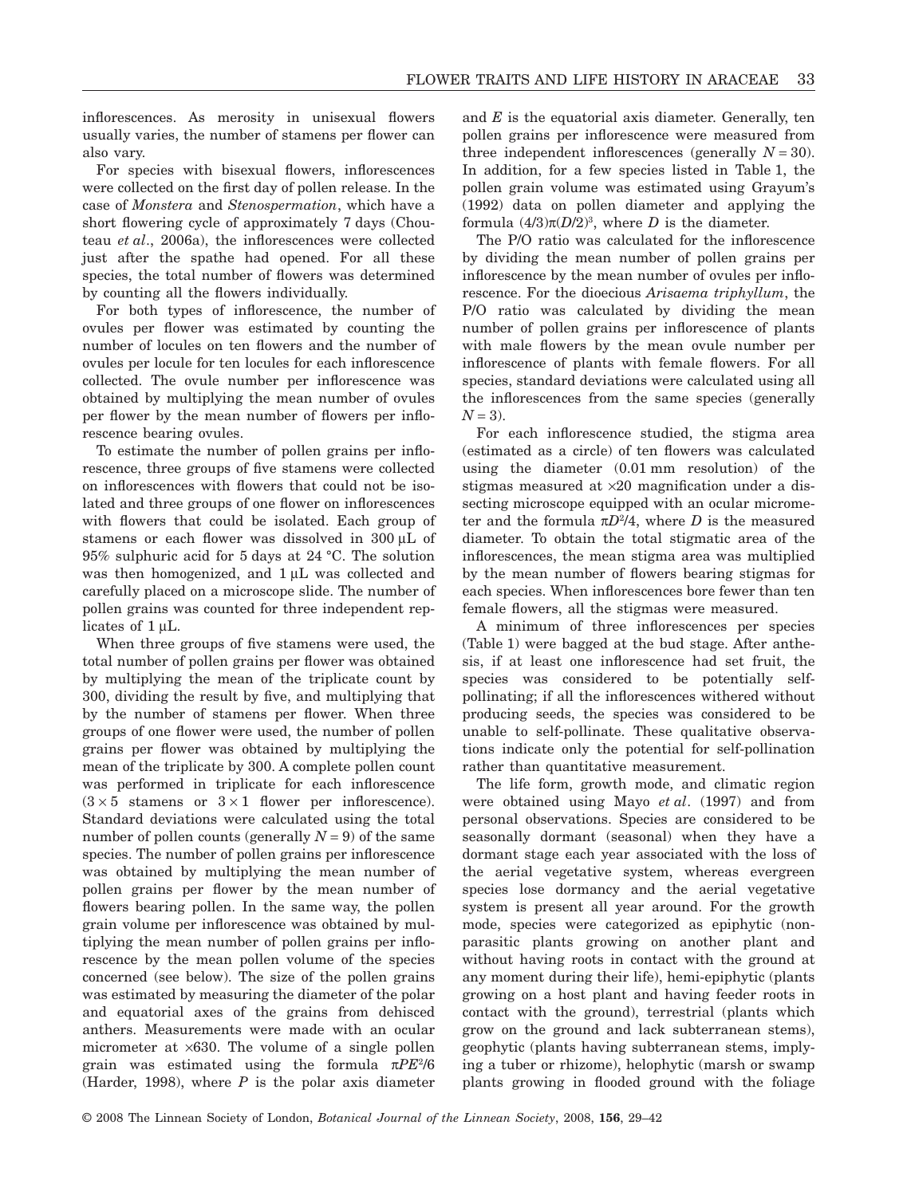inflorescences. As merosity in unisexual flowers usually varies, the number of stamens per flower can also vary.

For species with bisexual flowers, inflorescences were collected on the first day of pollen release. In the case of *Monstera* and *Stenospermation*, which have a short flowering cycle of approximately 7 days (Chouteau *et al*., 2006a), the inflorescences were collected just after the spathe had opened. For all these species, the total number of flowers was determined by counting all the flowers individually.

For both types of inflorescence, the number of ovules per flower was estimated by counting the number of locules on ten flowers and the number of ovules per locule for ten locules for each inflorescence collected. The ovule number per inflorescence was obtained by multiplying the mean number of ovules per flower by the mean number of flowers per inflorescence bearing ovules.

To estimate the number of pollen grains per inflorescence, three groups of five stamens were collected on inflorescences with flowers that could not be isolated and three groups of one flower on inflorescences with flowers that could be isolated. Each group of stamens or each flower was dissolved in 300 μL of 95% sulphuric acid for 5 days at 24 °C. The solution was then homogenized, and 1 μL was collected and carefully placed on a microscope slide. The number of pollen grains was counted for three independent replicates of 1 μL.

When three groups of five stamens were used, the total number of pollen grains per flower was obtained by multiplying the mean of the triplicate count by 300, dividing the result by five, and multiplying that by the number of stamens per flower. When three groups of one flower were used, the number of pollen grains per flower was obtained by multiplying the mean of the triplicate by 300. A complete pollen count was performed in triplicate for each inflorescence ($3 \times 5$ stamens or $3 \times 1$ flower per inflorescence). Standard deviations were calculated using the total number of pollen counts (generally $N = 9$) of the same species. The number of pollen grains per inflorescence was obtained by multiplying the mean number of pollen grains per flower by the mean number of flowers bearing pollen. In the same way, the pollen grain volume per inflorescence was obtained by multiplying the mean number of pollen grains per inflorescence by the mean pollen volume of the species concerned (see below). The size of the pollen grains was estimated by measuring the diameter of the polar and equatorial axes of the grains from dehisced anthers. Measurements were made with an ocular micrometer at $\times 630$. The volume of a single pollen grain was estimated using the formula $\pi PE^2/6$ (Harder, 1998), where $P$ is the polar axis diameter and $E$ is the equatorial axis diameter. Generally, ten pollen grains per inflorescence were measured from three independent inflorescences (generally $N = 30$). In addition, for a few species listed in Table 1, the pollen grain volume was estimated using Grayum's (1992) data on pollen diameter and applying the formula $(4/3)\pi(D/2)^3$, where $D$ is the diameter.

The P/O ratio was calculated for the inflorescence by dividing the mean number of pollen grains per inflorescence by the mean number of ovules per inflorescence. For the dioecious *Arisaema triphyllum*, the P/O ratio was calculated by dividing the mean number of pollen grains per inflorescence of plants with male flowers by the mean ovule number per inflorescence of plants with female flowers. For all species, standard deviations were calculated using all the inflorescences from the same species (generally $N = 3$).

For each inflorescence studied, the stigma area (estimated as a circle) of ten flowers was calculated using the diameter (0.01 mm resolution) of the stigmas measured at $\times 20$ magnification under a dissecting microscope equipped with an ocular micrometer and the formula $\pi D^2/4$, where $D$ is the measured diameter. To obtain the total stigmatic area of the inflorescences, the mean stigma area was multiplied by the mean number of flowers bearing stigmas for each species. When inflorescences bore fewer than ten female flowers, all the stigmas were measured.

A minimum of three inflorescences per species (Table 1) were bagged at the bud stage. After anthesis, if at least one inflorescence had set fruit, the species was considered to be potentially self-pollinating; if all the inflorescences withered without producing seeds, the species was considered to be unable to self-pollinate. These qualitative observations indicate only the potential for self-pollination rather than quantitative measurement.

The life form, growth mode, and climatic region were obtained using Mayo *et al*. (1997) and from personal observations. Species are considered to be seasonally dormant (seasonal) when they have a dormant stage each year associated with the loss of the aerial vegetative system, whereas evergreen species lose dormancy and the aerial vegetative system is present all year around. For the growth mode, species were categorized as epiphytic (non-parasitic plants growing on another plant and without having roots in contact with the ground at any moment during their life), hemi-epiphytic (plants growing on a host plant and having feeder roots in contact with the ground), terrestrial (plants which grow on the ground and lack subterranean stems), geophytic (plants having subterranean stems, implying a tuber or rhizome), helophytic (marsh or swamp plants growing in flooded ground with the foliage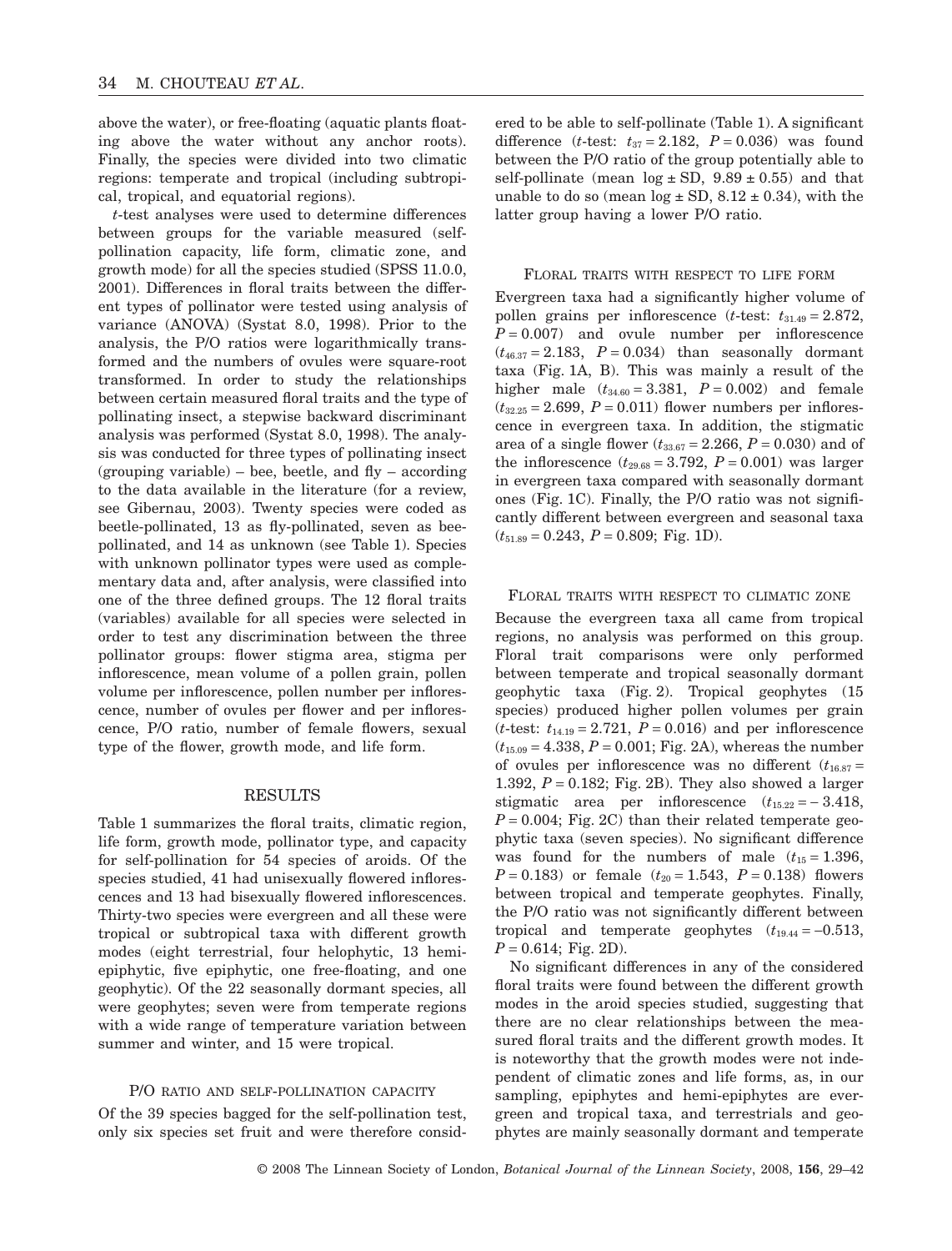above the water), or free-floating (aquatic plants floating above the water without any anchor roots). Finally, the species were divided into two climatic regions: temperate and tropical (including subtropical, tropical, and equatorial regions).

*t*-test analyses were used to determine differences between groups for the variable measured (self-pollination capacity, life form, climatic zone, and growth mode) for all the species studied (SPSS 11.0.0, 2001). Differences in floral traits between the different types of pollinator were tested using analysis of variance (ANOVA) (Systat 8.0, 1998). Prior to the analysis, the P/O ratios were logarithmically transformed and the numbers of ovules were square-root transformed. In order to study the relationships between certain measured floral traits and the type of pollinating insect, a stepwise backward discriminant analysis was performed (Systat 8.0, 1998). The analysis was conducted for three types of pollinating insect (grouping variable) – bee, beetle, and fly – according to the data available in the literature (for a review, see Gibernau, 2003). Twenty species were coded as beetle-pollinated, 13 as fly-pollinated, seven as bee-pollinated, and 14 as unknown (see Table 1). Species with unknown pollinator types were used as complementary data and, after analysis, were classified into one of the three defined groups. The 12 floral traits (variables) available for all species were selected in order to test any discrimination between the three pollinator groups: flower stigma area, stigma per inflorescence, mean volume of a pollen grain, pollen volume per inflorescence, pollen number per inflorescence, number of ovules per flower and per inflorescence, P/O ratio, number of female flowers, sexual type of the flower, growth mode, and life form.

## RESULTS

Table 1 summarizes the floral traits, climatic region, life form, growth mode, pollinator type, and capacity for self-pollination for 54 species of aroids. Of the species studied, 41 had unisexually flowered inflorescences and 13 had bisexually flowered inflorescences. Thirty-two species were evergreen and all these were tropical or subtropical taxa with different growth modes (eight terrestrial, four helophytic, 13 hemi-epiphytic, five epiphytic, one free-floating, and one geophytic). Of the 22 seasonally dormant species, all were geophytes; seven were from temperate regions with a wide range of temperature variation between summer and winter, and 15 were tropical.

### P/O RATIO AND SELF-POLLINATION CAPACITY

Of the 39 species bagged for the self-pollination test, only six species set fruit and were therefore considered to be able to self-pollinate (Table 1). A significant difference (*t*-test: $t_{37} = 2.182$, $P = 0.036$) was found between the P/O ratio of the group potentially able to self-pollinate (mean log ± SD, 9.89 ± 0.55) and that unable to do so (mean log ± SD, 8.12 ± 0.34), with the latter group having a lower P/O ratio.

### FLORAL TRAITS WITH RESPECT TO LIFE FORM

Evergreen taxa had a significantly higher volume of pollen grains per inflorescence (*t*-test: $t_{31.49} = 2.872$, $P = 0.007$) and ovule number per inflorescence ($t_{46.37} = 2.183$, $P = 0.034$) than seasonally dormant taxa (Fig. 1A, B). This was mainly a result of the higher male ($t_{34.60} = 3.381$, $P = 0.002$) and female ($t_{32.25} = 2.699$, $P = 0.011$) flower numbers per inflorescence in evergreen taxa. In addition, the stigmatic area of a single flower ($t_{33.67} = 2.266$, $P = 0.030$) and of the inflorescence ($t_{29.68} = 3.792$, $P = 0.001$) was larger in evergreen taxa compared with seasonally dormant ones (Fig. 1C). Finally, the P/O ratio was not significantly different between evergreen and seasonal taxa ($t_{51.89} = 0.243$, $P = 0.809$; Fig. 1D).

### FLORAL TRAITS WITH RESPECT TO CLIMATIC ZONE

Because the evergreen taxa all came from tropical regions, no analysis was performed on this group. Floral trait comparisons were only performed between temperate and tropical seasonally dormant geophytic taxa (Fig. 2). Tropical geophytes (15 species) produced higher pollen volumes per grain (*t*-test: $t_{14.19} = 2.721$, $P = 0.016$) and per inflorescence ($t_{15.09} = 4.338$, $P = 0.001$; Fig. 2A), whereas the number of ovules per inflorescence was no different ($t_{16.87} = 1.392$, $P = 0.182$; Fig. 2B). They also showed a larger stigmatic area per inflorescence ($t_{15.22} = -3.418$, $P = 0.004$; Fig. 2C) than their related temperate geophytic taxa (seven species). No significant difference was found for the numbers of male ($t_{15} = 1.396$, $P = 0.183$) or female ($t_{20} = 1.543$, $P = 0.138$) flowers between tropical and temperate geophytes. Finally, the P/O ratio was not significantly different between tropical and temperate geophytes ($t_{19.44} = -0.513$, $P = 0.614$; Fig. 2D).

No significant differences in any of the considered floral traits were found between the different growth modes in the aroid species studied, suggesting that there are no clear relationships between the measured floral traits and the different growth modes. It is noteworthy that the growth modes were not independent of climatic zones and life forms, as, in our sampling, epiphytes and hemi-epiphytes are evergreen and tropical taxa, and terrestrials and geophytes are mainly seasonally dormant and temperate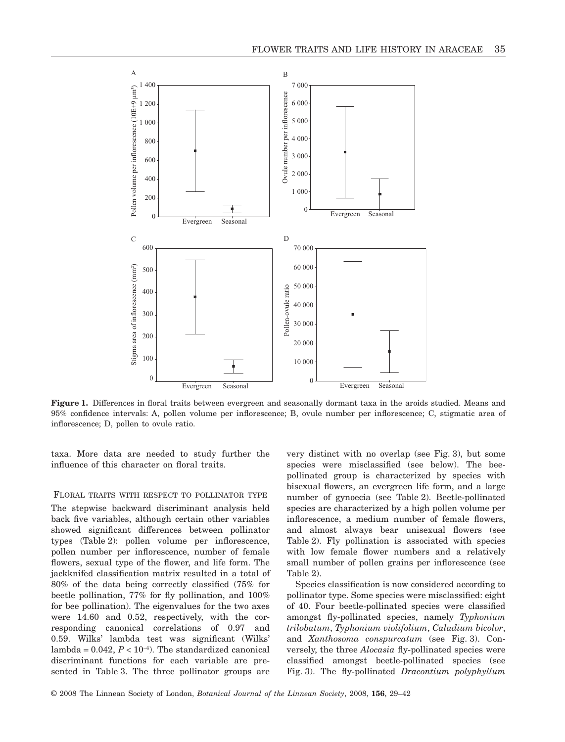**Figure 1.** Differences in floral traits between evergreen and seasonally dormant taxa in the aroids studied. Means and 95% confidence intervals: A, pollen volume per inflorescence; B, ovule number per inflorescence; C, stigmatic area of inflorescence; D, pollen to ovule ratio.

taxa. More data are needed to study further the influence of this character on floral traits.

### FLORAL TRAITS WITH RESPECT TO POLLINATOR TYPE

The stepwise backward discriminant analysis held back five variables, although certain other variables showed significant differences between pollinator types (Table 2): pollen volume per inflorescence, pollen number per inflorescence, number of female flowers, sexual type of the flower, and life form. The jackknifed classification matrix resulted in a total of 80% of the data being correctly classified (75% for beetle pollination, 77% for fly pollination, and 100% for bee pollination). The eigenvalues for the two axes were 14.60 and 0.52, respectively, with the corresponding canonical correlations of 0.97 and 0.59. Wilks' lambda test was significant (Wilks' lambda = 0.042, $P < 10^{-4}$). The standardized canonical discriminant functions for each variable are presented in Table 3. The three pollinator groups are very distinct with no overlap (see Fig. 3), but some species were misclassified (see below). The bee-pollinated group is characterized by species with bisexual flowers, an evergreen life form, and a large number of gynoecia (see Table 2). Beetle-pollinated species are characterized by a high pollen volume per inflorescence, a medium number of female flowers, and almost always bear unisexual flowers (see Table 2). Fly pollination is associated with species with low female flower numbers and a relatively small number of pollen grains per inflorescence (see Table 2).

Species classification is now considered according to pollinator type. Some species were misclassified: eight of 40. Four beetle-pollinated species were classified amongst fly-pollinated species, namely *Typhonium trilobatum*, *Typhonium violifolium*, *Caladium bicolor*, and *Xanthosoma conspurcatum* (see Fig. 3). Conversely, the three *Alocasia* fly-pollinated species were classified amongst beetle-pollinated species (see Fig. 3). The fly-pollinated *Dracontium polyphyllum*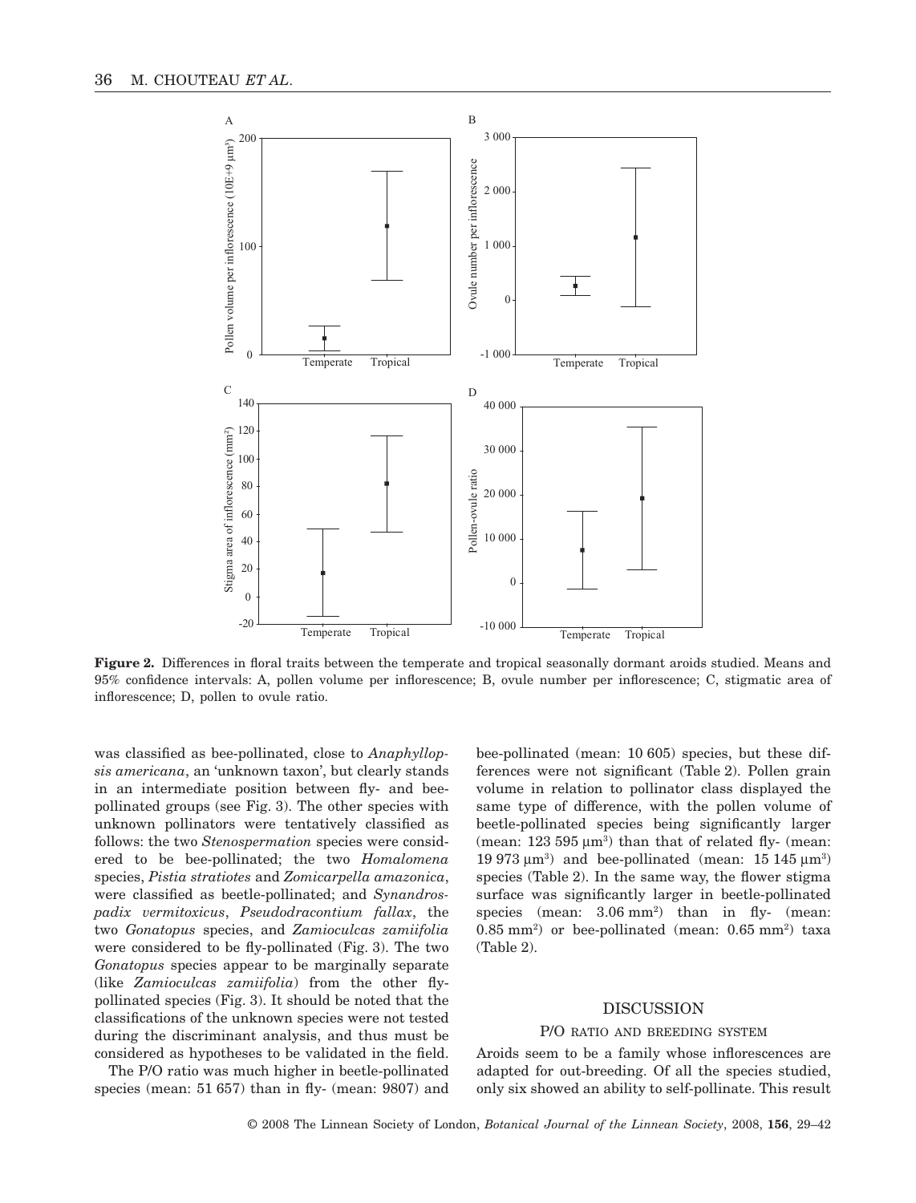**Figure 2.** Differences in floral traits between the temperate and tropical seasonally dormant aroids studied. Means and 95% confidence intervals: A, pollen volume per inflorescence; B, ovule number per inflorescence; C, stigmatic area of inflorescence; D, pollen to ovule ratio.

was classified as bee-pollinated, close to *Anaphyllopsis americana*, an 'unknown taxon', but clearly stands in an intermediate position between fly- and bee-pollinated groups (see Fig. 3). The other species with unknown pollinators were tentatively classified as follows: the two *Stenospermation* species were considered to be bee-pollinated; the two *Homalomena* species, *Pistia stratiotes* and *Zomicarpella amazonica*, were classified as beetle-pollinated; and *Synandrospadix vermitoxicus*, *Pseudodracontium fallax*, the two *Gonatopus* species, and *Zamioculcas zamiifolia* were considered to be fly-pollinated (Fig. 3). The two *Gonatopus* species appear to be marginally separate (like *Zamioculcas zamiifolia*) from the other fly-pollinated species (Fig. 3). It should be noted that the classifications of the unknown species were not tested during the discriminant analysis, and thus must be considered as hypotheses to be validated in the field.

The P/O ratio was much higher in beetle-pollinated species (mean: 51 657) than in fly- (mean: 9807) and bee-pollinated (mean: 10 605) species, but these differences were not significant (Table 2). Pollen grain volume in relation to pollinator class displayed the same type of difference, with the pollen volume of beetle-pollinated species being significantly larger (mean: 123 595 $\mu m^3$) than that of related fly- (mean: 19 973 $\mu m^3$) and bee-pollinated (mean: 15 145 $\mu m^3$) species (Table 2). In the same way, the flower stigma surface was significantly larger in beetle-pollinated species (mean: 3.06 $mm^2$) than in fly- (mean: 0.85 $mm^2$) or bee-pollinated (mean: 0.65 $mm^2$) taxa (Table 2).

## DISCUSSION

### P/O RATIO AND BREEDING SYSTEM

Aroids seem to be a family whose inflorescences are adapted for out-breeding. Of all the species studied, only six showed an ability to self-pollinate. This result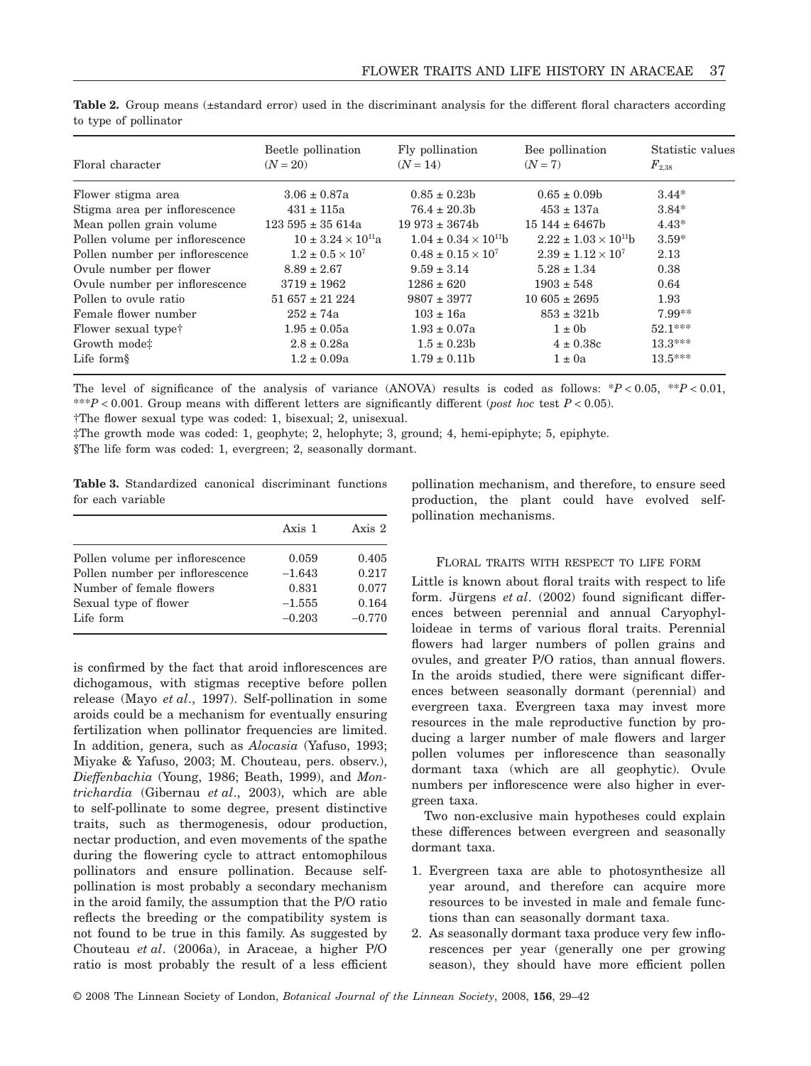**Table 2.** Group means (±standard error) used in the discriminant analysis for the different floral characters according to type of pollinator

| Floral character | Beetle pollination ($N = 20$) | Fly pollination ($N = 14$) | Bee pollination ($N = 7$) | Statistic values $F_{2,38}$ |
|---|---|---|---|---|
| Flower stigma area | 3.06 ± 0.87a | 0.85 ± 0.23b | 0.65 ± 0.09b | 3.44* |
| Stigma area per inflorescence | 431 ± 115a | 76.4 ± 20.3b | 453 ± 137a | 3.84* |
| Mean pollen grain volume | 123 595 ± 35 614a | 19 973 ± 3674b | 15 144 ± 6467b | 4.43* |
| Pollen volume per inflorescence | $10 \pm 3.24 \times 10^{11}$a | $1.04 \pm 0.34 \times 10^{11}$b | $2.22 \pm 1.03 \times 10^{11}$b | 3.59* |
| Pollen number per inflorescence | $1.2 \pm 0.5 \times 10^{7}$ | $0.48 \pm 0.15 \times 10^{7}$ | $2.39 \pm 1.12 \times 10^{7}$ | 2.13 |
| Ovule number per flower | 8.89 ± 2.67 | 9.59 ± 3.14 | 5.28 ± 1.34 | 0.38 |
| Ovule number per inflorescence | 3719 ± 1962 | 1286 ± 620 | 1903 ± 548 | 0.64 |
| Pollen to ovule ratio | 51 657 ± 21 224 | 9807 ± 3977 | 10 605 ± 2695 | 1.93 |
| Female flower number | 252 ± 74a | 103 ± 16a | 853 ± 321b | 7.99** |
| Flower sexual type† | 1.95 ± 0.05a | 1.93 ± 0.07a | 1 ± 0b | 52.1*** |
| Growth mode‡ | 2.8 ± 0.28a | 1.5 ± 0.23b | 4 ± 0.38c | 13.3*** |
| Life form§ | 1.2 ± 0.09a | 1.79 ± 0.11b | 1 ± 0a | 13.5*** |

The level of significance of the analysis of variance (ANOVA) results is coded as follows: *$P < 0.05$, **$P < 0.01$, ***$P < 0.001$. Group means with different letters are significantly different (*post hoc* test $P < 0.05$).

†The flower sexual type was coded: 1, bisexual; 2, unisexual.

‡The growth mode was coded: 1, geophyte; 2, helophyte; 3, ground; 4, hemi-epiphyte; 5, epiphyte.

§The life form was coded: 1, evergreen; 2, seasonally dormant.

**Table 3.** Standardized canonical discriminant functions for each variable

| | Axis 1 | Axis 2 |
|---|---|---|
| Pollen volume per inflorescence | 0.059 | 0.405 |
| Pollen number per inflorescence | −1.643 | 0.217 |
| Number of female flowers | 0.831 | 0.077 |
| Sexual type of flower | −1.555 | 0.164 |
| Life form | −0.203 | −0.770 |

is confirmed by the fact that aroid inflorescences are dichogamous, with stigmas receptive before pollen release (Mayo *et al*., 1997). Self-pollination in some aroids could be a mechanism for eventually ensuring fertilization when pollinator frequencies are limited. In addition, genera, such as *Alocasia* (Yafuso, 1993; Miyake & Yafuso, 2003; M. Chouteau, pers. observ.), *Dieffenbachia* (Young, 1986; Beath, 1999), and *Montrichardia* (Gibernau *et al*., 2003), which are able to self-pollinate to some degree, present distinctive traits, such as thermogenesis, odour production, nectar production, and even movements of the spathe during the flowering cycle to attract entomophilous pollinators and ensure pollination. Because self-pollination is most probably a secondary mechanism in the aroid family, the assumption that the P/O ratio reflects the breeding or the compatibility system is not found to be true in this family. As suggested by Chouteau *et al*. (2006a), in Araceae, a higher P/O ratio is most probably the result of a less efficient pollination mechanism, and therefore, to ensure seed production, the plant could have evolved self-pollination mechanisms.

### Floral traits with respect to life form

Little is known about floral traits with respect to life form. Jürgens *et al*. (2002) found significant differences between perennial and annual Caryophylloideae in terms of various floral traits. Perennial flowers had larger numbers of pollen grains and ovules, and greater P/O ratios, than annual flowers. In the aroids studied, there were significant differences between seasonally dormant (perennial) and evergreen taxa. Evergreen taxa may invest more resources in the male reproductive function by producing a larger number of male flowers and larger pollen volumes per inflorescence than seasonally dormant taxa (which are all geophytic). Ovule numbers per inflorescence were also higher in evergreen taxa.

Two non-exclusive main hypotheses could explain these differences between evergreen and seasonally dormant taxa.

1. Evergreen taxa are able to photosynthesize all year around, and therefore can acquire more resources to be invested in male and female functions than can seasonally dormant taxa.
2. As seasonally dormant taxa produce very few inflorescences per year (generally one per growing season), they should have more efficient pollen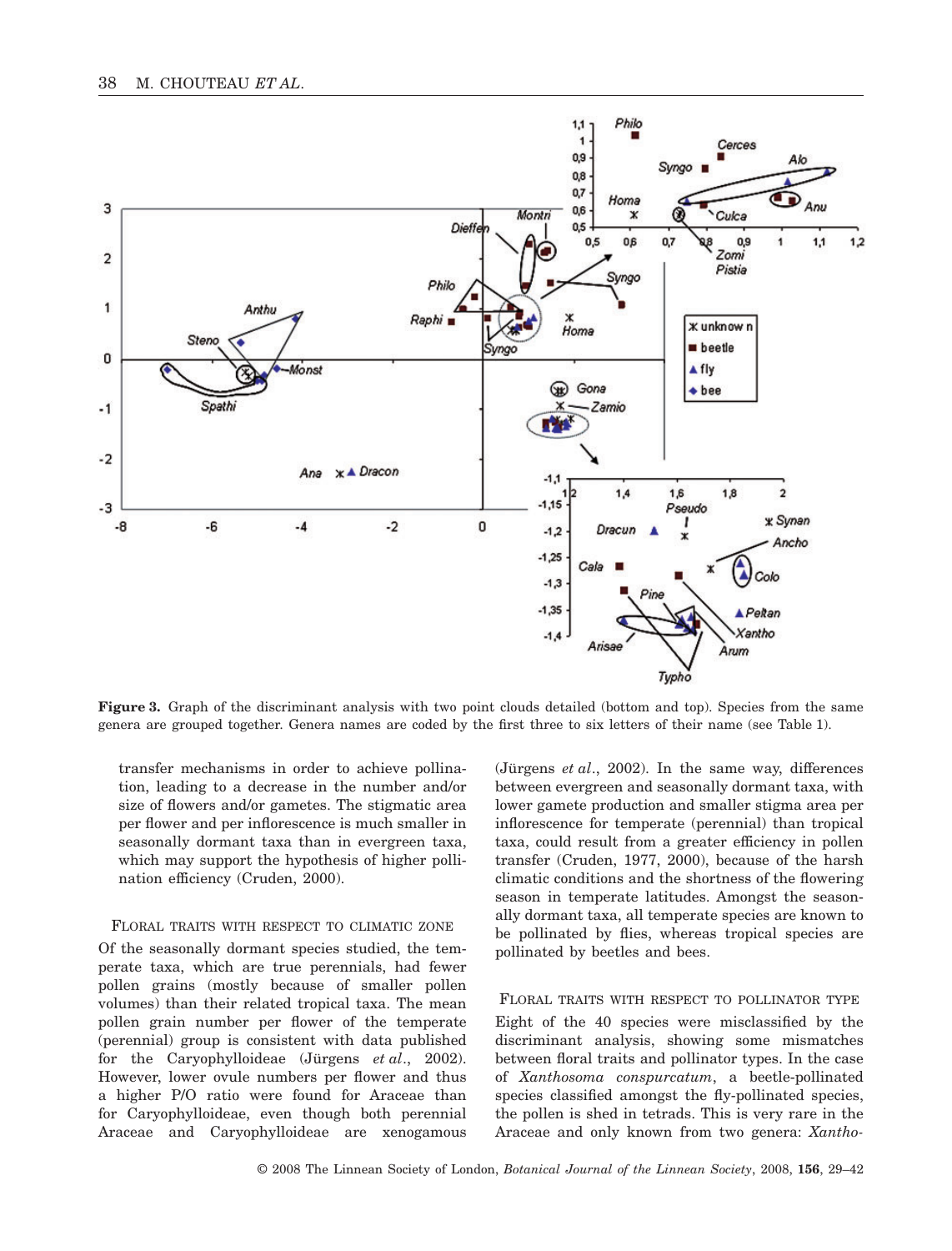**Figure 3.** Graph of the discriminant analysis with two point clouds detailed (bottom and top). Species from the same genera are grouped together. Genera names are coded by the first three to six letters of their name (see Table 1).

transfer mechanisms in order to achieve pollination, leading to a decrease in the number and/or size of flowers and/or gametes. The stigmatic area per flower and per inflorescence is much smaller in seasonally dormant taxa than in evergreen taxa, which may support the hypothesis of higher pollination efficiency (Cruden, 2000).

### Floral traits with respect to climatic zone

Of the seasonally dormant species studied, the temperate taxa, which are true perennials, had fewer pollen grains (mostly because of smaller pollen volumes) than their related tropical taxa. The mean pollen grain number per flower of the temperate (perennial) group is consistent with data published for the Caryophylloideae (Jürgens *et al*., 2002). However, lower ovule numbers per flower and thus a higher P/O ratio were found for Araceae than for Caryophylloideae, even though both perennial Araceae and Caryophylloideae are xenogamous (Jürgens *et al*., 2002). In the same way, differences between evergreen and seasonally dormant taxa, with lower gamete production and smaller stigma area per inflorescence for temperate (perennial) than tropical taxa, could result from a greater efficiency in pollen transfer (Cruden, 1977, 2000), because of the harsh climatic conditions and the shortness of the flowering season in temperate latitudes. Amongst the seasonally dormant taxa, all temperate species are known to be pollinated by flies, whereas tropical species are pollinated by beetles and bees.

### Floral traits with respect to pollinator type

Eight of the 40 species were misclassified by the discriminant analysis, showing some mismatches between floral traits and pollinator types. In the case of *Xanthosoma conspurcatum*, a beetle-pollinated species classified amongst the fly-pollinated species, the pollen is shed in tetrads. This is very rare in the Araceae and only known from two genera: *Xantho-*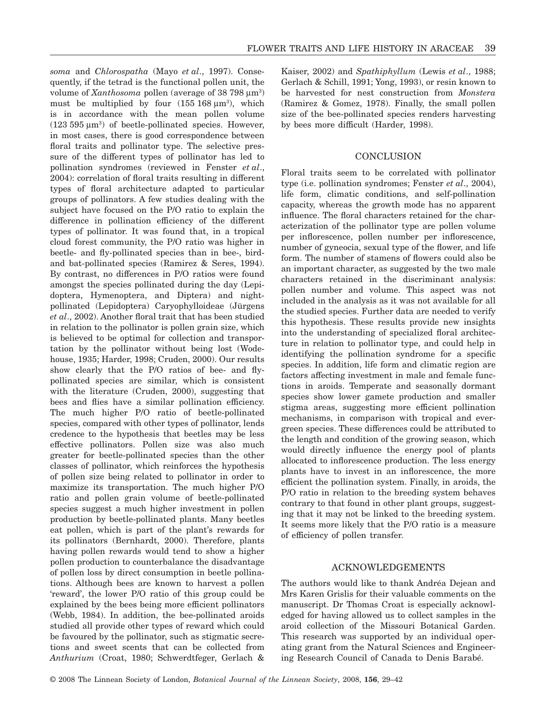*soma* and *Chlorospatha* (Mayo *et al*., 1997). Consequently, if the tetrad is the functional pollen unit, the volume of *Xanthosoma* pollen (average of 38 798 µm$^3$) must be multiplied by four (155 168 µm$^3$), which is in accordance with the mean pollen volume (123 595 µm$^3$) of beetle-pollinated species. However, in most cases, there is good correspondence between floral traits and pollinator type. The selective pressure of the different types of pollinator has led to pollination syndromes (reviewed in Fenster *et al*., 2004): correlation of floral traits resulting in different types of floral architecture adapted to particular groups of pollinators. A few studies dealing with the subject have focused on the P/O ratio to explain the difference in pollination efficiency of the different types of pollinator. It was found that, in a tropical cloud forest community, the P/O ratio was higher in beetle- and fly-pollinated species than in bee-, bird- and bat-pollinated species (Ramirez & Seres, 1994). By contrast, no differences in P/O ratios were found amongst the species pollinated during the day (Lepidoptera, Hymenoptera, and Diptera) and night-pollinated (Lepidoptera) Caryophylloideae (Jürgens *et al*., 2002). Another floral trait that has been studied in relation to the pollinator is pollen grain size, which is believed to be optimal for collection and transportation by the pollinator without being lost (Wodehouse, 1935; Harder, 1998; Cruden, 2000). Our results show clearly that the P/O ratios of bee- and fly-pollinated species are similar, which is consistent with the literature (Cruden, 2000), suggesting that bees and flies have a similar pollination efficiency. The much higher P/O ratio of beetle-pollinated species, compared with other types of pollinator, lends credence to the hypothesis that beetles may be less effective pollinators. Pollen size was also much greater for beetle-pollinated species than the other classes of pollinator, which reinforces the hypothesis of pollen size being related to pollinator in order to maximize its transportation. The much higher P/O ratio and pollen grain volume of beetle-pollinated species suggest a much higher investment in pollen production by beetle-pollinated plants. Many beetles eat pollen, which is part of the plant's rewards for its pollinators (Bernhardt, 2000). Therefore, plants having pollen rewards would tend to show a higher pollen production to counterbalance the disadvantage of pollen loss by direct consumption in beetle pollinations. Although bees are known to harvest a pollen 'reward', the lower P/O ratio of this group could be explained by the bees being more efficient pollinators (Webb, 1984). In addition, the bee-pollinated aroids studied all provide other types of reward which could be favoured by the pollinator, such as stigmatic secretions and sweet scents that can be collected from *Anthurium* (Croat, 1980; Schwerdtfeger, Gerlach & Kaiser, 2002) and *Spathiphyllum* (Lewis *et al*., 1988; Gerlach & Schill, 1991; Yong, 1993), or resin known to be harvested for nest construction from *Monstera* (Ramirez & Gomez, 1978). Finally, the small pollen size of the bee-pollinated species renders harvesting by bees more difficult (Harder, 1998).

## CONCLUSION

Floral traits seem to be correlated with pollinator type (i.e. pollination syndromes; Fenster *et al*., 2004), life form, climatic conditions, and self-pollination capacity, whereas the growth mode has no apparent influence. The floral characters retained for the characterization of the pollinator type are pollen volume per inflorescence, pollen number per inflorescence, number of gyneocia, sexual type of the flower, and life form. The number of stamens of flowers could also be an important character, as suggested by the two male characters retained in the discriminant analysis: pollen number and volume. This aspect was not included in the analysis as it was not available for all the studied species. Further data are needed to verify this hypothesis. These results provide new insights into the understanding of specialized floral architecture in relation to pollinator type, and could help in identifying the pollination syndrome for a specific species. In addition, life form and climatic region are factors affecting investment in male and female functions in aroids. Temperate and seasonally dormant species show lower gamete production and smaller stigma areas, suggesting more efficient pollination mechanisms, in comparison with tropical and evergreen species. These differences could be attributed to the length and condition of the growing season, which would directly influence the energy pool of plants allocated to inflorescence production. The less energy plants have to invest in an inflorescence, the more efficient the pollination system. Finally, in aroids, the P/O ratio in relation to the breeding system behaves contrary to that found in other plant groups, suggesting that it may not be linked to the breeding system. It seems more likely that the P/O ratio is a measure of efficiency of pollen transfer.

## ACKNOWLEDGEMENTS

The authors would like to thank Andréa Dejean and Mrs Karen Grislis for their valuable comments on the manuscript. Dr Thomas Croat is especially acknowledged for having allowed us to collect samples in the aroid collection of the Missouri Botanical Garden. This research was supported by an individual operating grant from the Natural Sciences and Engineering Research Council of Canada to Denis Barabé.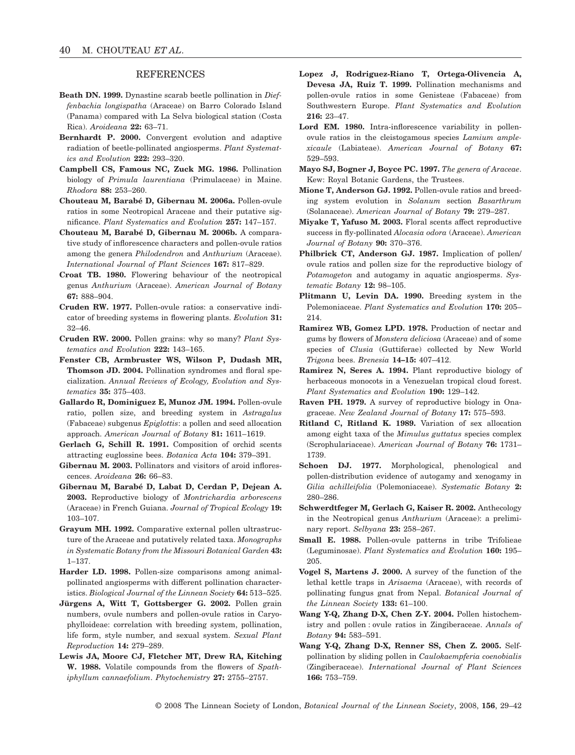## REFERENCES

**Beath DN. 1999.** Dynastine scarab beetle pollination in *Dieffenbachia longispatha* (Araceae) on Barro Colorado Island (Panama) compared with La Selva biological station (Costa Rica). *Aroideana* **22:** 63–71.

**Bernhardt P. 2000.** Convergent evolution and adaptive radiation of beetle-pollinated angiosperms. *Plant Systematics and Evolution* **222:** 293–320.

**Campbell CS, Famous NC, Zuck MG. 1986.** Pollination biology of *Primula laurentiana* (Primulaceae) in Maine. *Rhodora* **88:** 253–260.

**Chouteau M, Barabé D, Gibernau M. 2006a.** Pollen-ovule ratios in some Neotropical Araceae and their putative significance. *Plant Systematics and Evolution* **257:** 147–157.

**Chouteau M, Barabé D, Gibernau M. 2006b.** A comparative study of inflorescence characters and pollen-ovule ratios among the genera *Philodendron* and *Anthurium* (Araceae). *International Journal of Plant Sciences* **167:** 817–829.

**Croat TB. 1980.** Flowering behaviour of the neotropical genus *Anthurium* (Araceae). *American Journal of Botany* **67:** 888–904.

**Cruden RW. 1977.** Pollen-ovule ratios: a conservative indicator of breeding systems in flowering plants. *Evolution* **31:** 32–46.

**Cruden RW. 2000.** Pollen grains: why so many? *Plant Systematics and Evolution* **222:** 143–165.

**Fenster CB, Armbruster WS, Wilson P, Dudash MR, Thomson JD. 2004.** Pollination syndromes and floral specialization. *Annual Reviews of Ecology, Evolution and Systematics* **35:** 375–403.

**Gallardo R, Dominiguez E, Munoz JM. 1994.** Pollen-ovule ratio, pollen size, and breeding system in *Astragalus* (Fabaceae) subgenus *Epiglottis*: a pollen and seed allocation approach. *American Journal of Botany* **81:** 1611–1619.

**Gerlach G, Schill R. 1991.** Composition of orchid scents attracting euglossine bees. *Botanica Acta* **104:** 379–391.

**Gibernau M. 2003.** Pollinators and visitors of aroid inflorescences. *Aroideana* **26:** 66–83.

**Gibernau M, Barabé D, Labat D, Cerdan P, Dejean A. 2003.** Reproductive biology of *Montrichardia arborescens* (Araceae) in French Guiana. *Journal of Tropical Ecology* **19:** 103–107.

**Grayum MH. 1992.** Comparative external pollen ultrastructure of the Araceae and putatively related taxa. *Monographs in Systematic Botany from the Missouri Botanical Garden* **43:** 1–137.

**Harder LD. 1998.** Pollen-size comparisons among animal-pollinated angiosperms with different pollination characteristics. *Biological Journal of the Linnean Society* **64:** 513–525.

**Jürgens A, Witt T, Gottsberger G. 2002.** Pollen grain numbers, ovule numbers and pollen-ovule ratios in Caryophylloideae: correlation with breeding system, pollination, life form, style number, and sexual system. *Sexual Plant Reproduction* **14:** 279–289.

**Lewis JA, Moore CJ, Fletcher MT, Drew RA, Kitching W. 1988.** Volatile compounds from the flowers of *Spathiphyllum cannaefolium*. *Phytochemistry* **27:** 2755–2757.

**Lopez J, Rodriguez-Riano T, Ortega-Olivencia A, Devesa JA, Ruiz T. 1999.** Pollination mechanisms and pollen-ovule ratios in some Genisteae (Fabaceae) from Southwestern Europe. *Plant Systematics and Evolution* **216:** 23–47.

**Lord EM. 1980.** Intra-inflorescence variability in pollen-ovule ratios in the cleistogamous species *Lamium amplexicaule* (Labiateae). *American Journal of Botany* **67:** 529–593.

**Mayo SJ, Bogner J, Boyce PC. 1997.** *The genera of Araceae*. Kew: Royal Botanic Gardens, the Trustees.

**Mione T, Anderson GJ. 1992.** Pollen-ovule ratios and breeding system evolution in *Solanum* section *Basarthrum* (Solanaceae). *American Journal of Botany* **79:** 279–287.

**Miyake T, Yafuso M. 2003.** Floral scents affect reproductive success in fly-pollinated *Alocasia odora* (Araceae). *American Journal of Botany* **90:** 370–376.

**Philbrick CT, Anderson GJ. 1987.** Implication of pollen/ovule ratios and pollen size for the reproductive biology of *Potamogeton* and autogamy in aquatic angiosperms. *Systematic Botany* **12:** 98–105.

**Plitmann U, Levin DA. 1990.** Breeding system in the Polemoniaceae. *Plant Systematics and Evolution* **170:** 205–214.

**Ramirez WB, Gomez LPD. 1978.** Production of nectar and gums by flowers of *Monstera deliciosa* (Araceae) and of some species of *Clusia* (Guttiferae) collected by New World *Trigona* bees. *Brenesia* **14–15:** 407–412.

**Ramirez N, Seres A. 1994.** Plant reproductive biology of herbaceous monocots in a Venezuelan tropical cloud forest. *Plant Systematics and Evolution* **190:** 129–142.

**Raven PH. 1979.** A survey of reproductive biology in Onagraceae. *New Zealand Journal of Botany* **17:** 575–593.

**Ritland C, Ritland K. 1989.** Variation of sex allocation among eight taxa of the *Mimulus guttatus* species complex (Scrophulariaceae). *American Journal of Botany* **76:** 1731–1739.

**Schoen DJ. 1977.** Morphological, phenological and pollen-distribution evidence of autogamy and xenogamy in *Gilia achilleifolia* (Polemoniaceae). *Systematic Botany* **2:** 280–286.

**Schwerdtfeger M, Gerlach G, Kaiser R. 2002.** Anthecology in the Neotropical genus *Anthurium* (Araceae): a preliminary report. *Selbyana* **23:** 258–267.

**Small E. 1988.** Pollen-ovule patterns in tribe Trifolieae (Leguminosae). *Plant Systematics and Evolution* **160:** 195–205.

**Vogel S, Martens J. 2000.** A survey of the function of the lethal kettle traps in *Arisaema* (Araceae), with records of pollinating fungus gnat from Nepal. *Botanical Journal of the Linnean Society* **133:** 61–100.

**Wang Y-Q, Zhang D-X, Chen Z-Y. 2004.** Pollen histochemistry and pollen : ovule ratios in Zingiberaceae. *Annals of Botany* **94:** 583–591.

**Wang Y-Q, Zhang D-X, Renner SS, Chen Z. 2005.** Self-pollination by sliding pollen in *Caulokaempferia coenobialis* (Zingiberaceae). *International Journal of Plant Sciences* **166:** 753–759.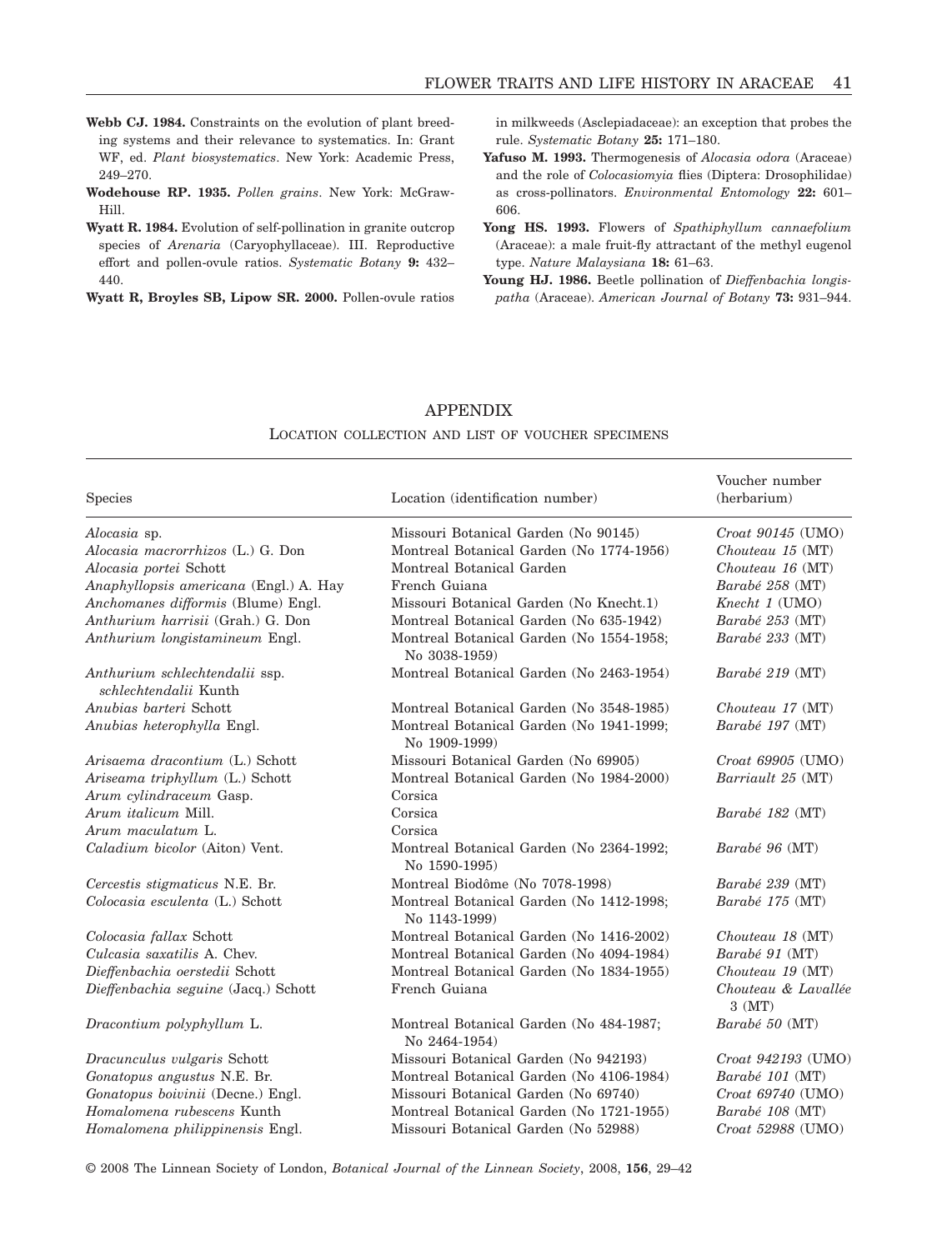**Webb CJ. 1984.** Constraints on the evolution of plant breeding systems and their relevance to systematics. In: Grant WF, ed. *Plant biosystematics*. New York: Academic Press, 249–270.

**Wodehouse RP. 1935.** *Pollen grains*. New York: McGraw-Hill.

**Wyatt R. 1984.** Evolution of self-pollination in granite outcrop species of *Arenaria* (Caryophyllaceae). III. Reproductive effort and pollen-ovule ratios. *Systematic Botany* **9:** 432–440.

**Wyatt R, Broyles SB, Lipow SR. 2000.** Pollen-ovule ratios in milkweeds (Asclepiadaceae): an exception that probes the rule. *Systematic Botany* **25:** 171–180.

**Yafuso M. 1993.** Thermogenesis of *Alocasia odora* (Araceae) and the role of *Colocasiomyia* flies (Diptera: Drosophilidae) as cross-pollinators. *Environmental Entomology* **22:** 601–606.

**Yong HS. 1993.** Flowers of *Spathiphyllum cannaefolium* (Araceae): a male fruit-fly attractant of the methyl eugenol type. *Nature Malaysiana* **18:** 61–63.

**Young HJ. 1986.** Beetle pollination of *Dieffenbachia longispatha* (Araceae). *American Journal of Botany* **73:** 931–944.

## APPENDIX

### Location collection and list of voucher specimens

| Species | Location (identification number) | Voucher number (herbarium) |
|---|---|---|
| *Alocasia* sp. | Missouri Botanical Garden (No 90145) | *Croat 90145* (UMO) |
| *Alocasia macrorrhizos* (L.) G. Don | Montreal Botanical Garden (No 1774-1956) | *Chouteau 15* (MT) |
| *Alocasia portei* Schott | Montreal Botanical Garden | *Chouteau 16* (MT) |
| *Anaphyllopsis americana* (Engl.) A. Hay | French Guiana | *Barabé 258* (MT) |
| *Anchomanes difformis* (Blume) Engl. | Missouri Botanical Garden (No Knecht.1) | *Knecht 1* (UMO) |
| *Anthurium harrisii* (Grah.) G. Don | Montreal Botanical Garden (No 635-1942) | *Barabé 253* (MT) |
| *Anthurium longistamineum* Engl. | Montreal Botanical Garden (No 1554-1958; No 3038-1959) | *Barabé 233* (MT) |
| *Anthurium schlechtendalii* ssp. *schlechtendalii* Kunth | Montreal Botanical Garden (No 2463-1954) | *Barabé 219* (MT) |
| *Anubias barteri* Schott | Montreal Botanical Garden (No 3548-1985) | *Chouteau 17* (MT) |
| *Anubias heterophylla* Engl. | Montreal Botanical Garden (No 1941-1999; No 1909-1999) | *Barabé 197* (MT) |
| *Arisaema dracontium* (L.) Schott | Missouri Botanical Garden (No 69905) | *Croat 69905* (UMO) |
| *Ariseama triphyllum* (L.) Schott | Montreal Botanical Garden (No 1984-2000) | *Barriault 25* (MT) |
| *Arum cylindraceum* Gasp. | Corsica | |
| *Arum italicum* Mill. | Corsica | *Barabé 182* (MT) |
| *Arum maculatum* L. | Corsica | |
| *Caladium bicolor* (Aiton) Vent. | Montreal Botanical Garden (No 2364-1992; No 1590-1995) | *Barabé 96* (MT) |
| *Cercestis stigmaticus* N.E. Br. | Montreal Biodôme (No 7078-1998) | *Barabé 239* (MT) |
| *Colocasia esculenta* (L.) Schott | Montreal Botanical Garden (No 1412-1998; No 1143-1999) | *Barabé 175* (MT) |
| *Colocasia fallax* Schott | Montreal Botanical Garden (No 1416-2002) | *Chouteau 18* (MT) |
| *Culcasia saxatilis* A. Chev. | Montreal Botanical Garden (No 4094-1984) | *Barabé 91* (MT) |
| *Dieffenbachia oerstedii* Schott | Montreal Botanical Garden (No 1834-1955) | *Chouteau 19* (MT) |
| *Dieffenbachia seguine* (Jacq.) Schott | French Guiana | *Chouteau & Lavallée 3* (MT) |
| *Dracontium polyphyllum* L. | Montreal Botanical Garden (No 484-1987; No 2464-1954) | *Barabé 50* (MT) |
| *Dracunculus vulgaris* Schott | Missouri Botanical Garden (No 942193) | *Croat 942193* (UMO) |
| *Gonatopus angustus* N.E. Br. | Montreal Botanical Garden (No 4106-1984) | *Barabé 101* (MT) |
| *Gonatopus boivinii* (Decne.) Engl. | Missouri Botanical Garden (No 69740) | *Croat 69740* (UMO) |
| *Homalomena rubescens* Kunth | Montreal Botanical Garden (No 1721-1955) | *Barabé 108* (MT) |
| *Homalomena philippinensis* Engl. | Missouri Botanical Garden (No 52988) | *Croat 52988* (UMO) |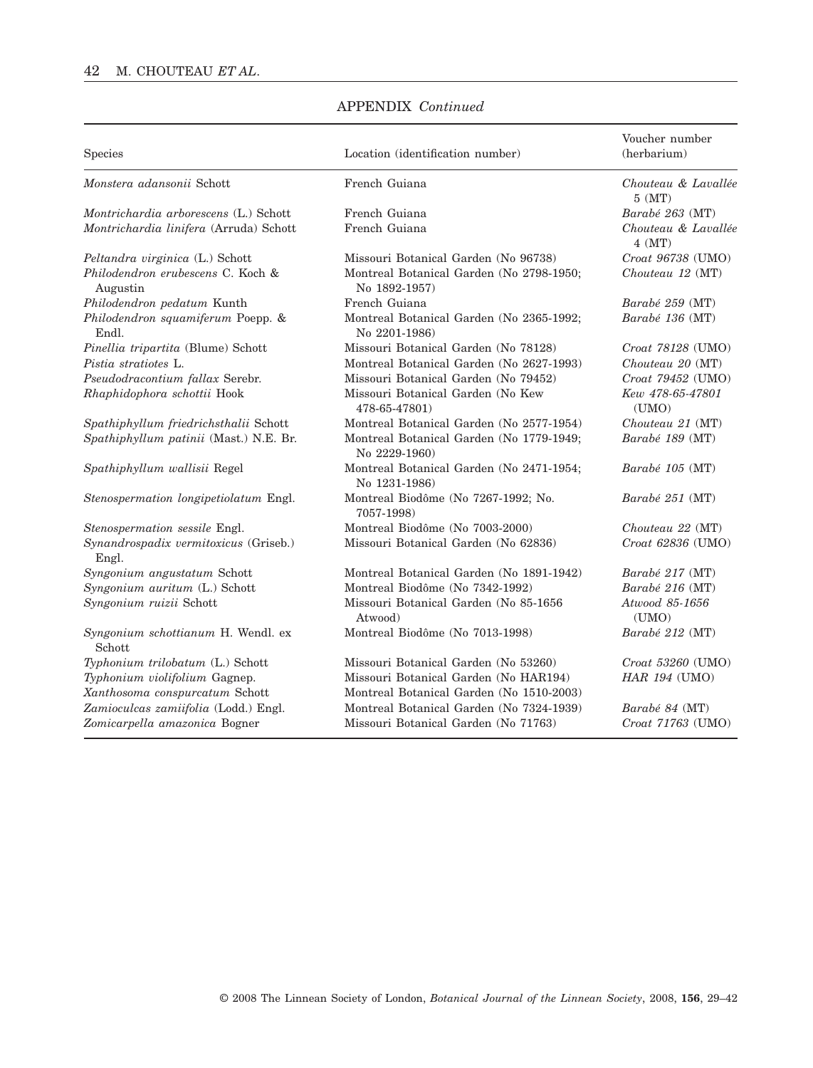APPENDIX *Continued*

| Species | Location (identification number) | Voucher number (herbarium) |
|---|---|---|
| *Monstera adansonii* Schott | French Guiana | *Chouteau & Lavallée 5* (MT) |
| *Montrichardia arborescens* (L.) Schott | French Guiana | *Barabé 263* (MT) |
| *Montrichardia linifera* (Arruda) Schott | French Guiana | *Chouteau & Lavallée 4* (MT) |
| *Peltandra virginica* (L.) Schott | Missouri Botanical Garden (No 96738) | *Croat 96738* (UMO) |
| *Philodendron erubescens* C. Koch & Augustin | Montreal Botanical Garden (No 2798-1950; No 1892-1957) | *Chouteau 12* (MT) |
| *Philodendron pedatum* Kunth | French Guiana | *Barabé 259* (MT) |
| *Philodendron squamiferum* Poepp. & Endl. | Montreal Botanical Garden (No 2365-1992; No 2201-1986) | *Barabé 136* (MT) |
| *Pinellia tripartita* (Blume) Schott | Missouri Botanical Garden (No 78128) | *Croat 78128* (UMO) |
| *Pistia stratiotes* L. | Montreal Botanical Garden (No 2627-1993) | *Chouteau 20* (MT) |
| *Pseudodracontium fallax* Serebr. | Missouri Botanical Garden (No 79452) | *Croat 79452* (UMO) |
| *Rhaphidophora schottii* Hook | Missouri Botanical Garden (No Kew 478-65-47801) | *Kew 478-65-47801* (UMO) |
| *Spathiphyllum friedrichsthalii* Schott | Montreal Botanical Garden (No 2577-1954) | *Chouteau 21* (MT) |
| *Spathiphyllum patinii* (Mast.) N.E. Br. | Montreal Botanical Garden (No 1779-1949; No 2229-1960) | *Barabé 189* (MT) |
| *Spathiphyllum wallisii* Regel | Montreal Botanical Garden (No 2471-1954; No 1231-1986) | *Barabé 105* (MT) |
| *Stenospermation longipetiolatum* Engl. | Montreal Biodôme (No 7267-1992; No. 7057-1998) | *Barabé 251* (MT) |
| *Stenospermation sessile* Engl. | Montreal Biodôme (No 7003-2000) | *Chouteau 22* (MT) |
| *Synandrospadix vermitoxicus* (Griseb.) Engl. | Missouri Botanical Garden (No 62836) | *Croat 62836* (UMO) |
| *Syngonium angustatum* Schott | Montreal Botanical Garden (No 1891-1942) | *Barabé 217* (MT) |
| *Syngonium auritum* (L.) Schott | Montreal Biodôme (No 7342-1992) | *Barabé 216* (MT) |
| *Syngonium ruizii* Schott | Missouri Botanical Garden (No 85-1656 Atwood) | *Atwood 85-1656* (UMO) |
| *Syngonium schottianum* H. Wendl. ex Schott | Montreal Biodôme (No 7013-1998) | *Barabé 212* (MT) |
| *Typhonium trilobatum* (L.) Schott | Missouri Botanical Garden (No 53260) | *Croat 53260* (UMO) |
| *Typhonium violifolium* Gagnep. | Missouri Botanical Garden (No HAR194) | *HAR 194* (UMO) |
| *Xanthosoma conspurcatum* Schott | Montreal Botanical Garden (No 1510-2003) | |
| *Zamioculcas zamiifolia* (Lodd.) Engl. | Montreal Botanical Garden (No 7324-1939) | *Barabé 84* (MT) |
| *Zomicarpella amazonica* Bogner | Missouri Botanical Garden (No 71763) | *Croat 71763* (UMO) |